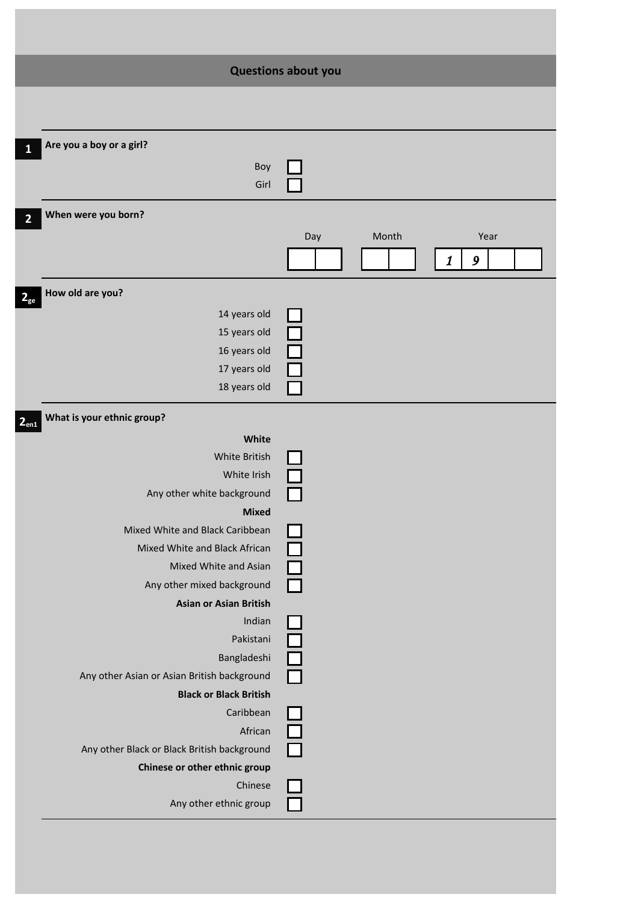## Questions about you

**1** **Are you a boy or a girl?**

- Boy ☐
- Girl ☐

**2** **When were you born?**

| Day | Month | Year |
|---|---|---|
| ☐☐ | ☐☐ | 1 9 ☐☐ |

**$2_{ge}$** **How old are you?**

- 14 years old ☐
- 15 years old ☐
- 16 years old ☐
- 17 years old ☐
- 18 years old ☐

**$2_{en1}$** **What is your ethnic group?**

**White**

- White British ☐
- White Irish ☐
- Any other white background ☐

**Mixed**

- Mixed White and Black Caribbean ☐
- Mixed White and Black African ☐
- Mixed White and Asian ☐
- Any other mixed background ☐

**Asian or Asian British**

- Indian ☐
- Pakistani ☐
- Bangladeshi ☐
- Any other Asian or Asian British background ☐

**Black or Black British**

- Caribbean ☐
- African ☐
- Any other Black or Black British background ☐

**Chinese or other ethnic group**

- Chinese ☐
- Any other ethnic group ☐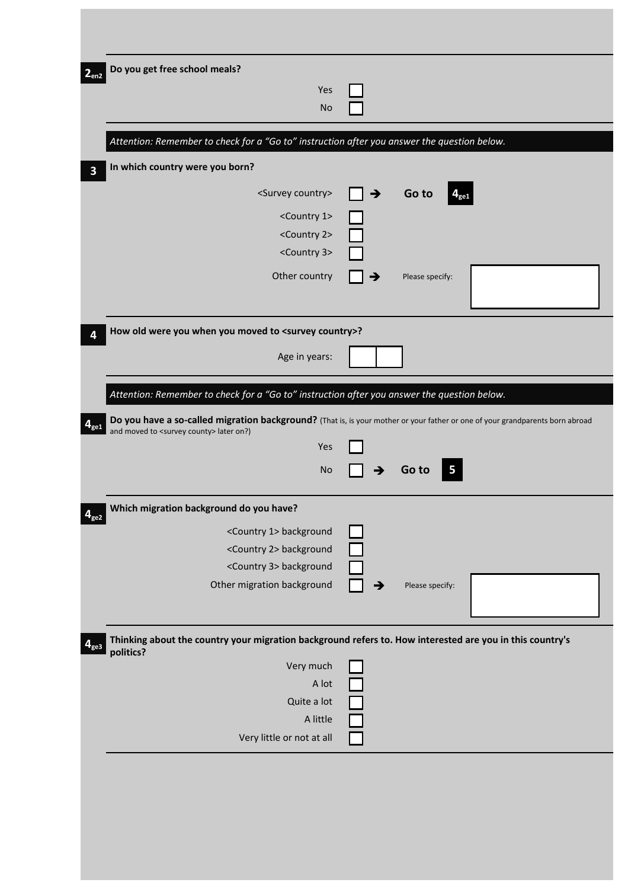**$2_{en2}$** **Do you get free school meals?**

- Yes ☐
- No ☐

*Attention: Remember to check for a "Go to" instruction after you answer the question below.*

**3** **In which country were you born?**

- <Survey country> ☐ ➔ **Go to $4_{ge1}$**
- <Country 1> ☐
- <Country 2> ☐
- <Country 3> ☐
- Other country ☐ ➔ Please specify: ________

**4** **How old were you when you moved to <survey country>?**

Age in years: ☐☐

*Attention: Remember to check for a "Go to" instruction after you answer the question below.*

**$4_{ge1}$** **Do you have a so-called migration background?** (That is, is your mother or your father or one of your grandparents born abroad and moved to <survey county> later on?)

- Yes ☐
- No ☐ ➔ **Go to 5**

**$4_{ge2}$** **Which migration background do you have?**

- <Country 1> background ☐
- <Country 2> background ☐
- <Country 3> background ☐
- Other migration background ☐ ➔ Please specify: ________

**$4_{ge3}$** **Thinking about the country your migration background refers to. How interested are you in this country's politics?**

- Very much ☐
- A lot ☐
- Quite a lot ☐
- A little ☐
- Very little or not at all ☐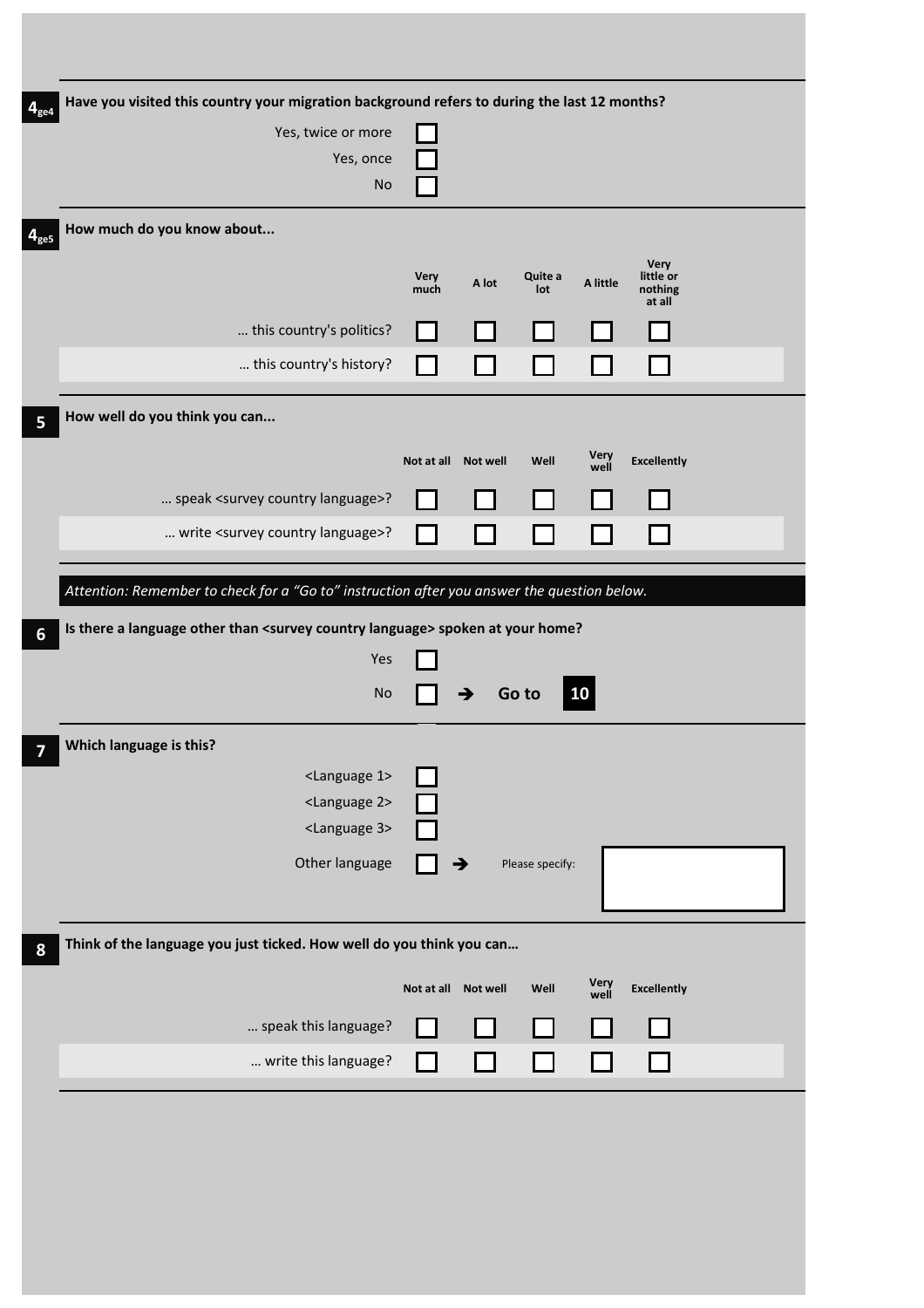**$4_{ge4}$** **Have you visited this country your migration background refers to during the last 12 months?**

- Yes, twice or more ☐
- Yes, once ☐
- No ☐

**$4_{ge5}$** **How much do you know about...**

| | Very much | A lot | Quite a lot | A little | Very little or nothing at all |
|---|---|---|---|---|---|
| … this country's politics? | ☐ | ☐ | ☐ | ☐ | ☐ |
| … this country's history? | ☐ | ☐ | ☐ | ☐ | ☐ |

**5** **How well do you think you can...**

| | Not at all | Not well | Well | Very well | Excellently |
|---|---|---|---|---|---|
| … speak <survey country language>? | ☐ | ☐ | ☐ | ☐ | ☐ |
| … write <survey country language>? | ☐ | ☐ | ☐ | ☐ | ☐ |

*Attention: Remember to check for a "Go to" instruction after you answer the question below.*

**6** **Is there a language other than <survey country language> spoken at your home?**

- Yes ☐
- No ☐ ➔ **Go to 10**

**7** **Which language is this?**

- <Language 1> ☐
- <Language 2> ☐
- <Language 3> ☐
- Other language ☐ ➔ Please specify: ____________

**8** **Think of the language you just ticked. How well do you think you can…**

| | Not at all | Not well | Well | Very well | Excellently |
|---|---|---|---|---|---|
| … speak this language? | ☐ | ☐ | ☐ | ☐ | ☐ |
| … write this language? | ☐ | ☐ | ☐ | ☐ | ☐ |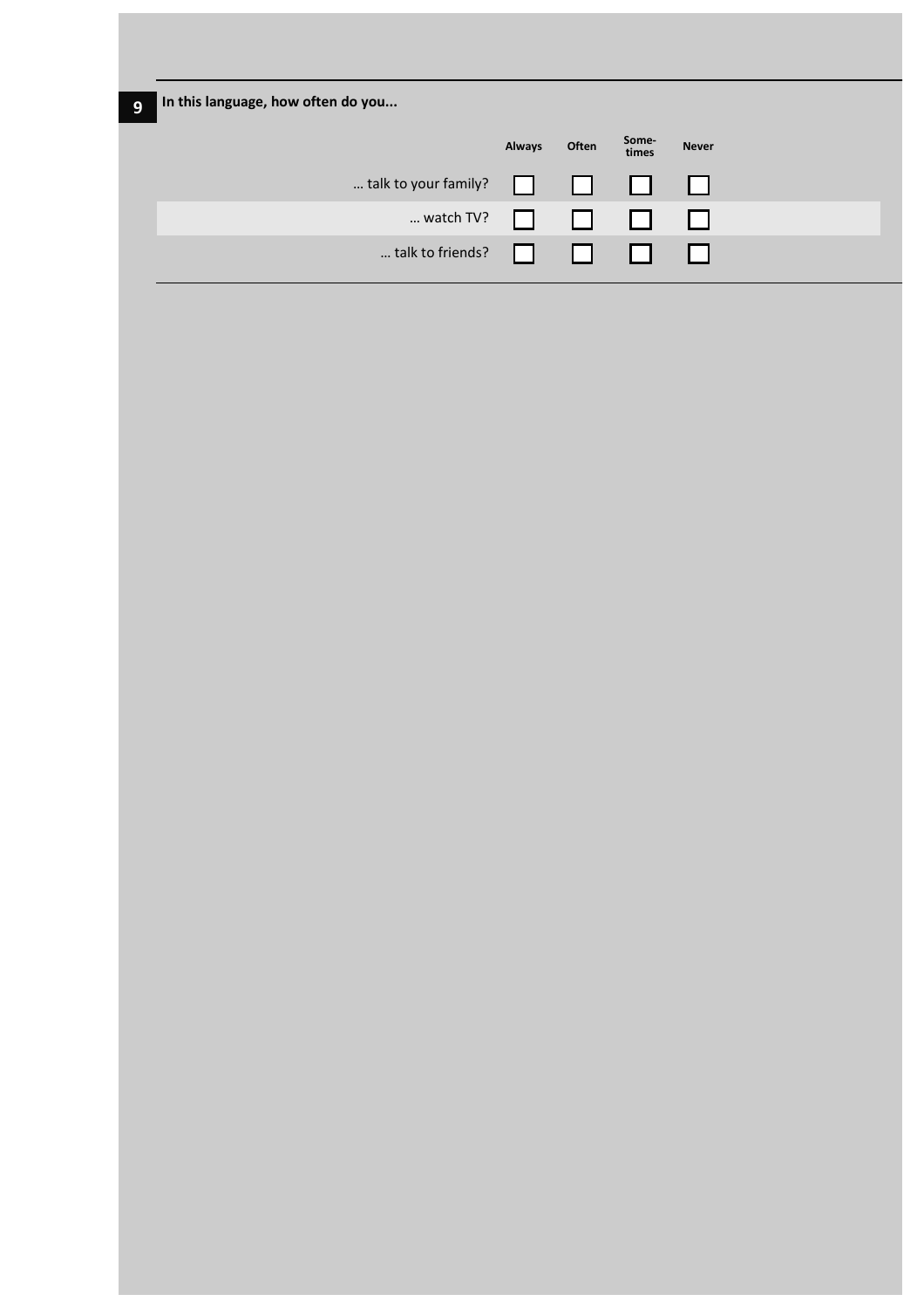**9** **In this language, how often do you...**

| | Always | Often | Some-times | Never |
|---|---|---|---|---|
| ... talk to your family? | ☐ | ☐ | ☐ | ☐ |
| ... watch TV? | ☐ | ☐ | ☐ | ☐ |
| ... talk to friends? | ☐ | ☐ | ☐ | ☐ |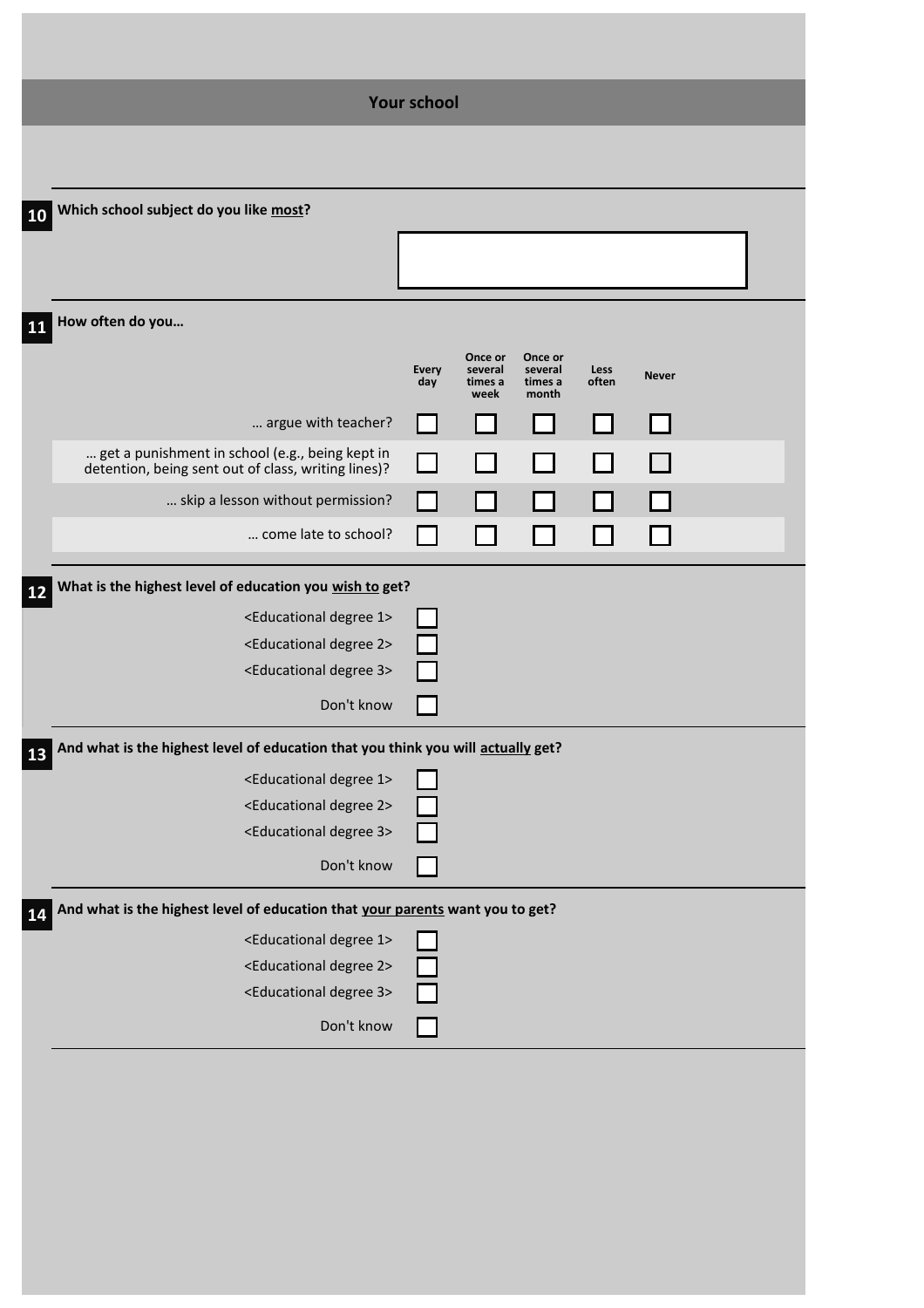## Your school

**10** **Which school subject do you like most?**

______________________

**11** **How often do you…**

| | Every day | Once or several times a week | Once or several times a month | Less often | Never |
|---|---|---|---|---|---|
| … argue with teacher? | ☐ | ☐ | ☐ | ☐ | ☐ |
| … get a punishment in school (e.g., being kept in detention, being sent out of class, writing lines)? | ☐ | ☐ | ☐ | ☐ | ☐ |
| … skip a lesson without permission? | ☐ | ☐ | ☐ | ☐ | ☐ |
| … come late to school? | ☐ | ☐ | ☐ | ☐ | ☐ |

**12** **What is the highest level of education you wish to get?**

- <Educational degree 1> ☐
- <Educational degree 2> ☐
- <Educational degree 3> ☐
- Don't know ☐

**13** **And what is the highest level of education that you think you will actually get?**

- <Educational degree 1> ☐
- <Educational degree 2> ☐
- <Educational degree 3> ☐
- Don't know ☐

**14** **And what is the highest level of education that your parents want you to get?**

- <Educational degree 1> ☐
- <Educational degree 2> ☐
- <Educational degree 3> ☐
- Don't know ☐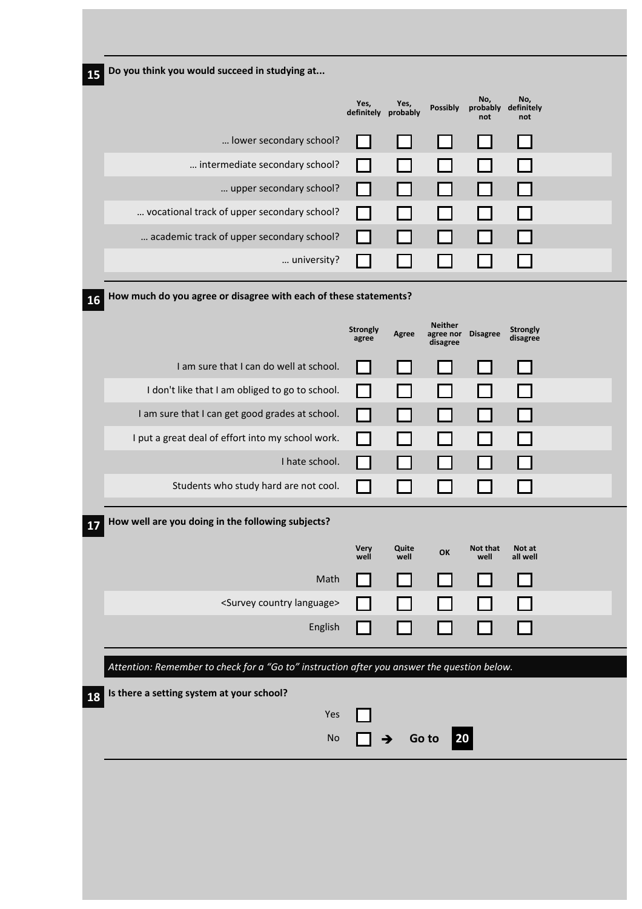**15** Do you think you would succeed in studying at...

| | Yes, definitely | Yes, probably | Possibly | No, probably not | No, definitely not |
|---|---|---|---|---|---|
| … lower secondary school? | ☐ | ☐ | ☐ | ☐ | ☐ |
| … intermediate secondary school? | ☐ | ☐ | ☐ | ☐ | ☐ |
| … upper secondary school? | ☐ | ☐ | ☐ | ☐ | ☐ |
| … vocational track of upper secondary school? | ☐ | ☐ | ☐ | ☐ | ☐ |
| … academic track of upper secondary school? | ☐ | ☐ | ☐ | ☐ | ☐ |
| … university? | ☐ | ☐ | ☐ | ☐ | ☐ |

**16** How much do you agree or disagree with each of these statements?

| | Strongly agree | Agree | Neither agree nor disagree | Disagree | Strongly disagree |
|---|---|---|---|---|---|
| I am sure that I can do well at school. | ☐ | ☐ | ☐ | ☐ | ☐ |
| I don't like that I am obliged to go to school. | ☐ | ☐ | ☐ | ☐ | ☐ |
| I am sure that I can get good grades at school. | ☐ | ☐ | ☐ | ☐ | ☐ |
| I put a great deal of effort into my school work. | ☐ | ☐ | ☐ | ☐ | ☐ |
| I hate school. | ☐ | ☐ | ☐ | ☐ | ☐ |
| Students who study hard are not cool. | ☐ | ☐ | ☐ | ☐ | ☐ |

**17** How well are you doing in the following subjects?

| | Very well | Quite well | OK | Not that well | Not at all well |
|---|---|---|---|---|---|
| Math | ☐ | ☐ | ☐ | ☐ | ☐ |
| <Survey country language> | ☐ | ☐ | ☐ | ☐ | ☐ |
| English | ☐ | ☐ | ☐ | ☐ | ☐ |

*Attention: Remember to check for a “Go to” instruction after you answer the question below.*

**18** Is there a setting system at your school?

- Yes ☐
- No ☐ ➔ Go to **20**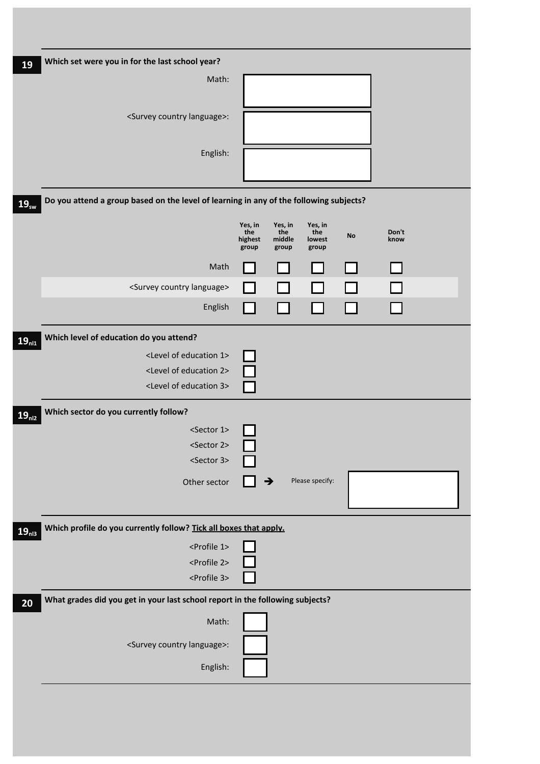**19** Which set were you in for the last school year?

Math: ______

<Survey country language>: ______

English: ______

**$19_{sw}$** Do you attend a group based on the level of learning in any of the following subjects?

| | Yes, in the highest group | Yes, in the middle group | Yes, in the lowest group | No | Don't know |
|---|---|---|---|---|---|
| Math | ☐ | ☐ | ☐ | ☐ | ☐ |
| <Survey country language> | ☐ | ☐ | ☐ | ☐ | ☐ |
| English | ☐ | ☐ | ☐ | ☐ | ☐ |

**$19_{nl1}$** Which level of education do you attend?

- <Level of education 1> ☐
- <Level of education 2> ☐
- <Level of education 3> ☐

**$19_{nl2}$** Which sector do you currently follow?

- <Sector 1> ☐
- <Sector 2> ☐
- <Sector 3> ☐
- Other sector ☐ ➔ Please specify: ______

**$19_{nl3}$** Which profile do you currently follow? Tick all boxes that apply.

- <Profile 1> ☐
- <Profile 2> ☐
- <Profile 3> ☐

**20** What grades did you get in your last school report in the following subjects?

Math: ______

<Survey country language>: ______

English: ______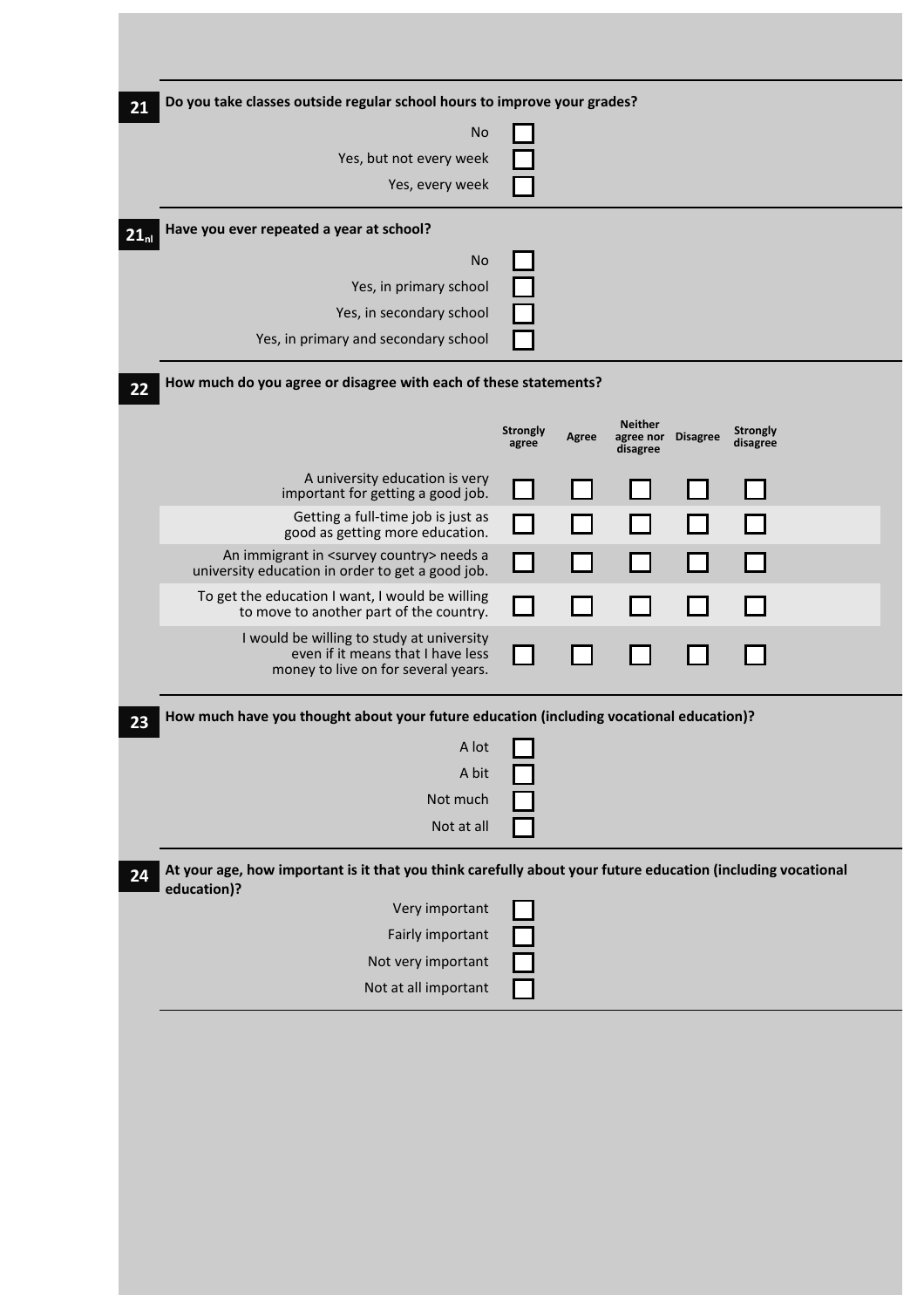**21** Do you take classes outside regular school hours to improve your grades?

- No ☐
- Yes, but not every week ☐
- Yes, every week ☐

**$21_{nl}$** Have you ever repeated a year at school?

- No ☐
- Yes, in primary school ☐
- Yes, in secondary school ☐
- Yes, in primary and secondary school ☐

**22** How much do you agree or disagree with each of these statements?

| | Strongly agree | Agree | Neither agree nor disagree | Disagree | Strongly disagree |
|---|---|---|---|---|---|
| A university education is very important for getting a good job. | ☐ | ☐ | ☐ | ☐ | ☐ |
| Getting a full-time job is just as good as getting more education. | ☐ | ☐ | ☐ | ☐ | ☐ |
| An immigrant in <survey country> needs a university education in order to get a good job. | ☐ | ☐ | ☐ | ☐ | ☐ |
| To get the education I want, I would be willing to move to another part of the country. | ☐ | ☐ | ☐ | ☐ | ☐ |
| I would be willing to study at university even if it means that I have less money to live on for several years. | ☐ | ☐ | ☐ | ☐ | ☐ |

**23** How much have you thought about your future education (including vocational education)?

- A lot ☐
- A bit ☐
- Not much ☐
- Not at all ☐

**24** At your age, how important is it that you think carefully about your future education (including vocational education)?

- Very important ☐
- Fairly important ☐
- Not very important ☐
- Not at all important ☐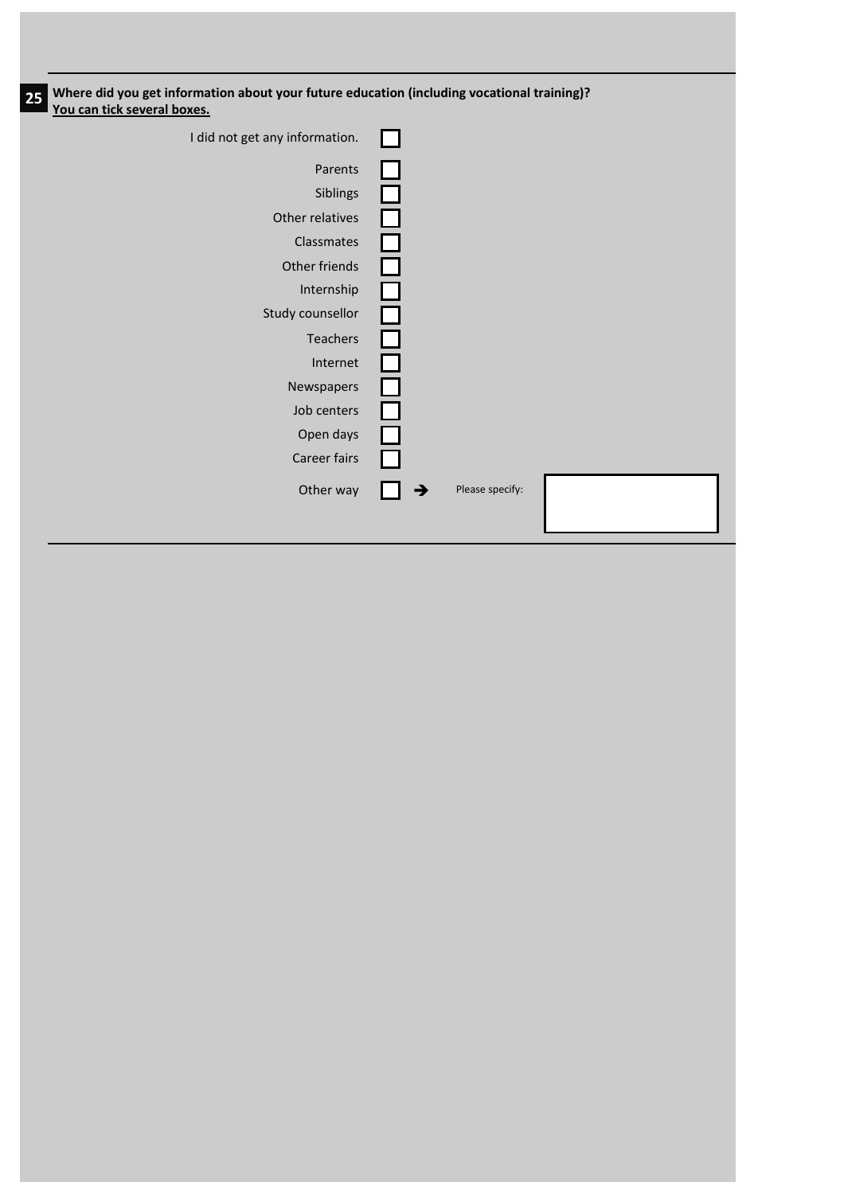**25** **Where did you get information about your future education (including vocational training)?**
**You can tick several boxes.**

- [ ] I did not get any information.
- [ ] Parents
- [ ] Siblings
- [ ] Other relatives
- [ ] Classmates
- [ ] Other friends
- [ ] Internship
- [ ] Study counsellor
- [ ] Teachers
- [ ] Internet
- [ ] Newspapers
- [ ] Job centers
- [ ] Open days
- [ ] Career fairs
- [ ] Other way ➔ Please specify: ____________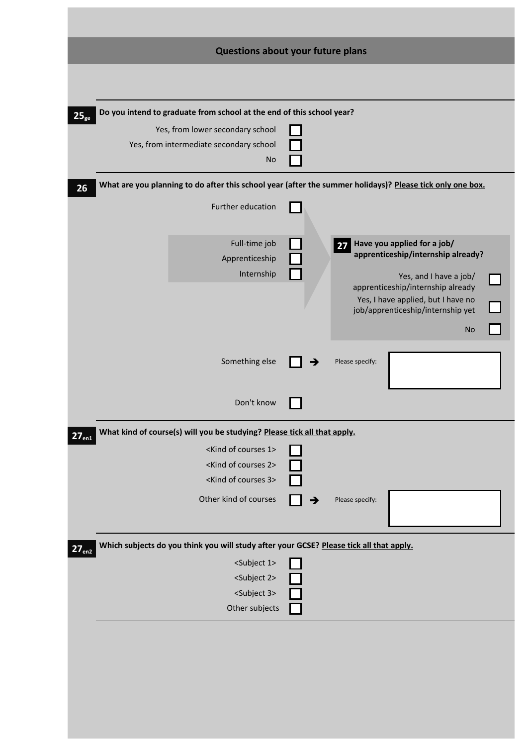## Questions about your future plans

**25ge** **Do you intend to graduate from school at the end of this school year?**

- Yes, from lower secondary school ☐
- Yes, from intermediate secondary school ☐
- No ☐

**26** **What are you planning to do after this school year (after the summer holidays)?** Please tick only one box.

- Further education ☐
- Full-time job ☐
- Apprenticeship ☐
- Internship ☐

**27** **Have you applied for a job/ apprenticeship/internship already?**

- Yes, and I have a job/ apprenticeship/internship already ☐
- Yes, I have applied, but I have no job/apprenticeship/internship yet ☐
- No ☐

- Something else ☐ → Please specify: ____________
- Don't know ☐

**27en1** **What kind of course(s) will you be studying?** Please tick all that apply.

- <Kind of courses 1> ☐
- <Kind of courses 2> ☐
- <Kind of courses 3> ☐
- Other kind of courses ☐ → Please specify: ____________

**27en2** **Which subjects do you think you will study after your GCSE?** Please tick all that apply.

- <Subject 1> ☐
- <Subject 2> ☐
- <Subject 3> ☐
- Other subjects ☐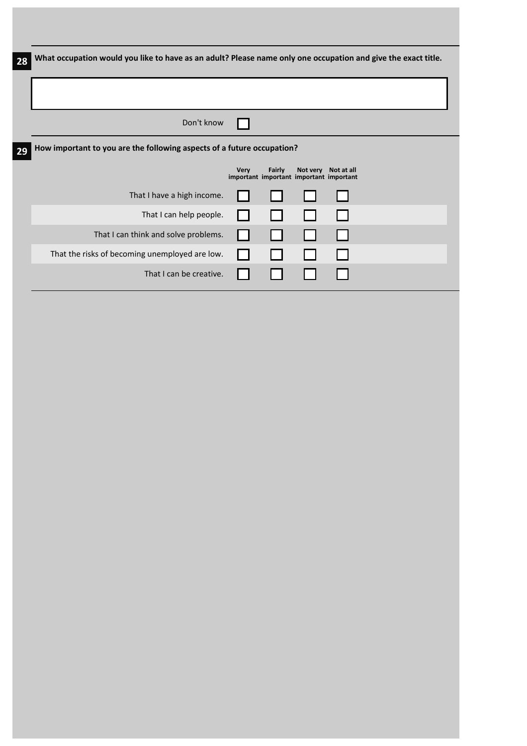**28** What occupation would you like to have as an adult? Please name only one occupation and give the exact title.

| |
|---|
| |

Don't know ☐

**29** How important to you are the following aspects of a future occupation?

| | Very important | Fairly important | Not very important | Not at all important |
|---|---|---|---|---|
| That I have a high income. | ☐ | ☐ | ☐ | ☐ |
| That I can help people. | ☐ | ☐ | ☐ | ☐ |
| That I can think and solve problems. | ☐ | ☐ | ☐ | ☐ |
| That the risks of becoming unemployed are low. | ☐ | ☐ | ☐ | ☐ |
| That I can be creative. | ☐ | ☐ | ☐ | ☐ |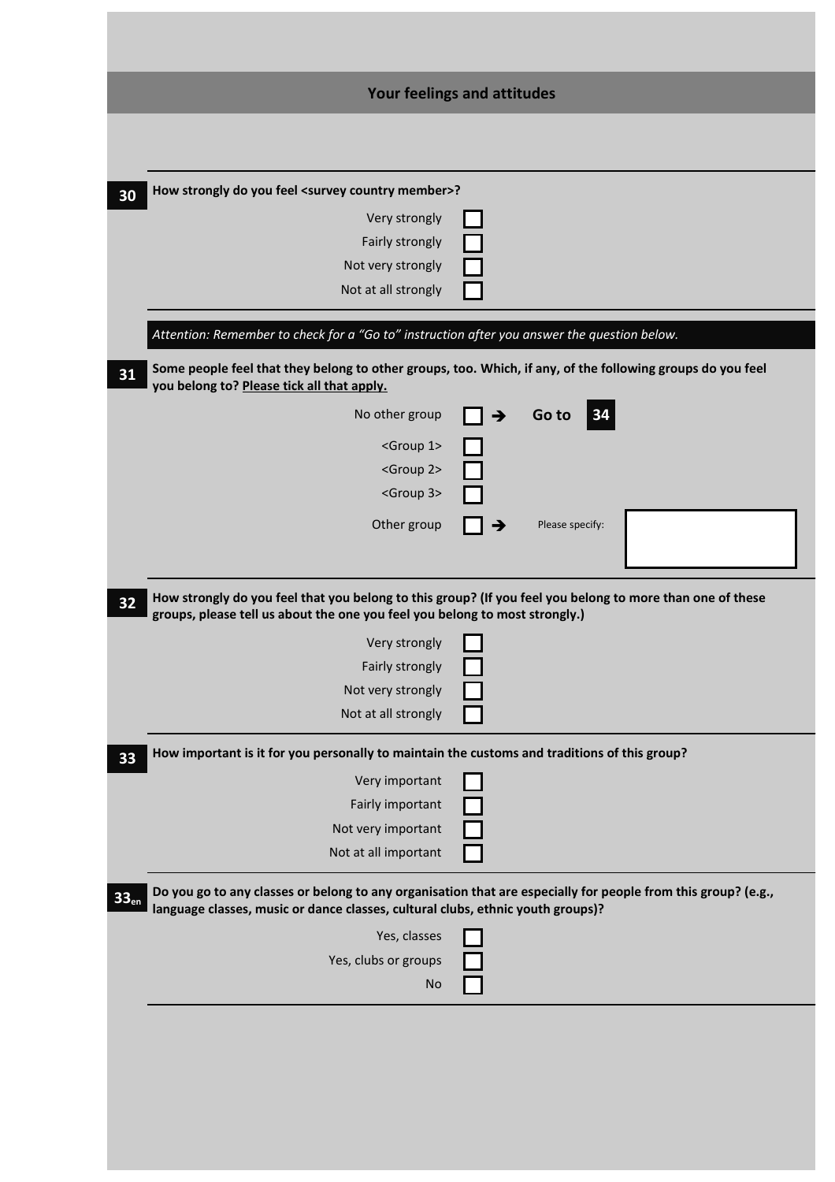## Your feelings and attitudes

**30** **How strongly do you feel <survey country member>?**

- Very strongly ☐
- Fairly strongly ☐
- Not very strongly ☐
- Not at all strongly ☐

*Attention: Remember to check for a "Go to" instruction after you answer the question below.*

**31** **Some people feel that they belong to other groups, too. Which, if any, of the following groups do you feel you belong to? Please tick all that apply.**

- No other group ☐ → **Go to 34**
- <Group 1> ☐
- <Group 2> ☐
- <Group 3> ☐
- Other group ☐ → Please specify: ____________

**32** **How strongly do you feel that you belong to this group? (If you feel you belong to more than one of these groups, please tell us about the one you feel you belong to most strongly.)**

- Very strongly ☐
- Fairly strongly ☐
- Not very strongly ☐
- Not at all strongly ☐

**33** **How important is it for you personally to maintain the customs and traditions of this group?**

- Very important ☐
- Fairly important ☐
- Not very important ☐
- Not at all important ☐

**33en** **Do you go to any classes or belong to any organisation that are especially for people from this group? (e.g., language classes, music or dance classes, cultural clubs, ethnic youth groups)?**

- Yes, classes ☐
- Yes, clubs or groups ☐
- No ☐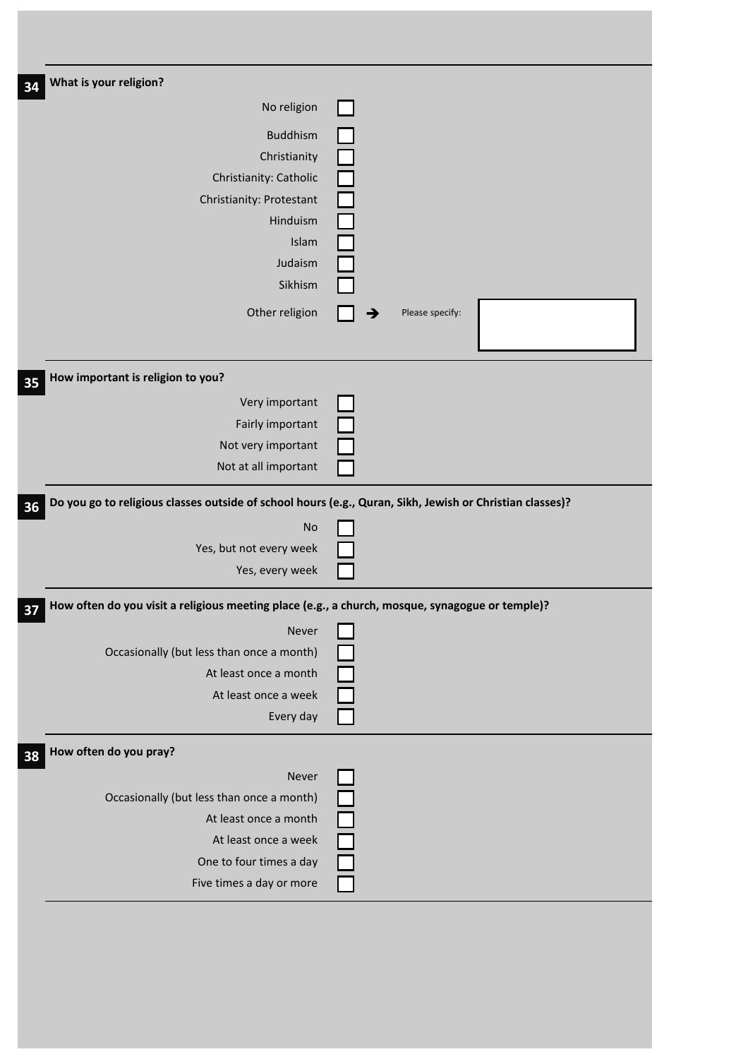**34** **What is your religion?**

- No religion ☐
- Buddhism ☐
- Christianity ☐
- Christianity: Catholic ☐
- Christianity: Protestant ☐
- Hinduism ☐
- Islam ☐
- Judaism ☐
- Sikhism ☐
- Other religion ☐ ➔ Please specify: ______

**35** **How important is religion to you?**

- Very important ☐
- Fairly important ☐
- Not very important ☐
- Not at all important ☐

**36** **Do you go to religious classes outside of school hours (e.g., Quran, Sikh, Jewish or Christian classes)?**

- No ☐
- Yes, but not every week ☐
- Yes, every week ☐

**37** **How often do you visit a religious meeting place (e.g., a church, mosque, synagogue or temple)?**

- Never ☐
- Occasionally (but less than once a month) ☐
- At least once a month ☐
- At least once a week ☐
- Every day ☐

**38** **How often do you pray?**

- Never ☐
- Occasionally (but less than once a month) ☐
- At least once a month ☐
- At least once a week ☐
- One to four times a day ☐
- Five times a day or more ☐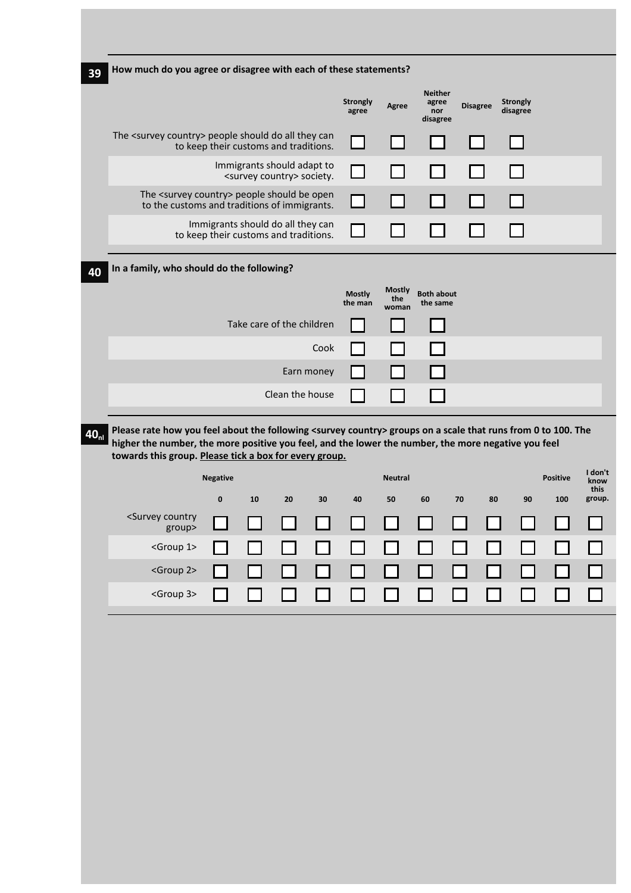**39** **How much do you agree or disagree with each of these statements?**

| | Strongly agree | Agree | Neither agree nor disagree | Disagree | Strongly disagree |
|---|---|---|---|---|---|
| The <survey country> people should do all they can to keep their customs and traditions. | ☐ | ☐ | ☐ | ☐ | ☐ |
| Immigrants should adapt to <survey country> society. | ☐ | ☐ | ☐ | ☐ | ☐ |
| The <survey country> people should be open to the customs and traditions of immigrants. | ☐ | ☐ | ☐ | ☐ | ☐ |
| Immigrants should do all they can to keep their customs and traditions. | ☐ | ☐ | ☐ | ☐ | ☐ |

**40** **In a family, who should do the following?**

| | Mostly the man | Mostly the woman | Both about the same |
|---|---|---|---|
| Take care of the children | ☐ | ☐ | ☐ |
| Cook | ☐ | ☐ | ☐ |
| Earn money | ☐ | ☐ | ☐ |
| Clean the house | ☐ | ☐ | ☐ |

**$40_{nl}$** **Please rate how you feel about the following <survey country> groups on a scale that runs from 0 to 100. The higher the number, the more positive you feel, and the lower the number, the more negative you feel towards this group. Please tick a box for every group.**

| | Negative 0 | 10 | 20 | 30 | 40 | Neutral 50 | 60 | 70 | 80 | 90 | Positive 100 | I don't know this group. |
|---|---|---|---|---|---|---|---|---|---|---|---|---|
| <Survey country group> | ☐ | ☐ | ☐ | ☐ | ☐ | ☐ | ☐ | ☐ | ☐ | ☐ | ☐ | ☐ |
| <Group 1> | ☐ | ☐ | ☐ | ☐ | ☐ | ☐ | ☐ | ☐ | ☐ | ☐ | ☐ | ☐ |
| <Group 2> | ☐ | ☐ | ☐ | ☐ | ☐ | ☐ | ☐ | ☐ | ☐ | ☐ | ☐ | ☐ |
| <Group 3> | ☐ | ☐ | ☐ | ☐ | ☐ | ☐ | ☐ | ☐ | ☐ | ☐ | ☐ | ☐ |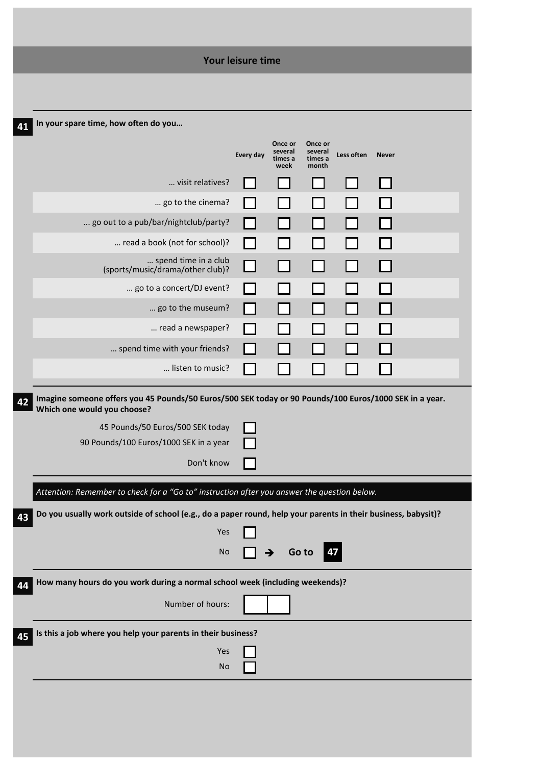## Your leisure time

**41** **In your spare time, how often do you…**

| | Every day | Once or several times a week | Once or several times a month | Less often | Never |
|---|---|---|---|---|---|
| … visit relatives? | ☐ | ☐ | ☐ | ☐ | ☐ |
| … go to the cinema? | ☐ | ☐ | ☐ | ☐ | ☐ |
| ... go out to a pub/bar/nightclub/party? | ☐ | ☐ | ☐ | ☐ | ☐ |
| … read a book (not for school)? | ☐ | ☐ | ☐ | ☐ | ☐ |
| … spend time in a club (sports/music/drama/other club)? | ☐ | ☐ | ☐ | ☐ | ☐ |
| … go to a concert/DJ event? | ☐ | ☐ | ☐ | ☐ | ☐ |
| … go to the museum? | ☐ | ☐ | ☐ | ☐ | ☐ |
| … read a newspaper? | ☐ | ☐ | ☐ | ☐ | ☐ |
| … spend time with your friends? | ☐ | ☐ | ☐ | ☐ | ☐ |
| … listen to music? | ☐ | ☐ | ☐ | ☐ | ☐ |

**42** **Imagine someone offers you 45 Pounds/50 Euros/500 SEK today or 90 Pounds/100 Euros/1000 SEK in a year. Which one would you choose?**

- 45 Pounds/50 Euros/500 SEK today ☐
- 90 Pounds/100 Euros/1000 SEK in a year ☐
- Don't know ☐

*Attention: Remember to check for a "Go to" instruction after you answer the question below.*

**43** **Do you usually work outside of school (e.g., do a paper round, help your parents in their business, babysit)?**

- Yes ☐
- No ☐ ➔ **Go to 47**

**44** **How many hours do you work during a normal school week (including weekends)?**

Number of hours: ☐☐

**45** **Is this a job where you help your parents in their business?**

- Yes ☐
- No ☐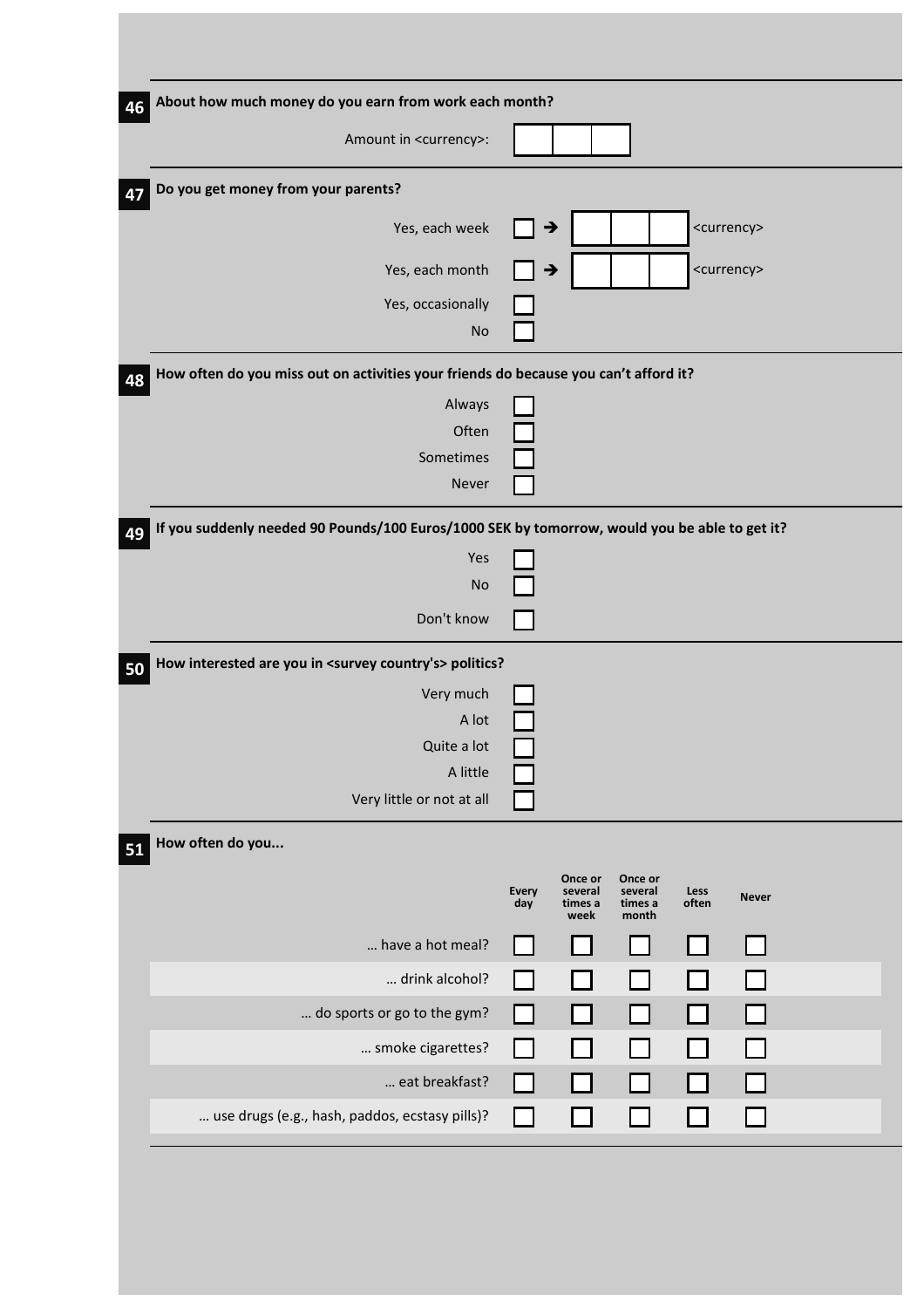**46** **About how much money do you earn from work each month?**

Amount in <currency>: ☐☐☐

**47** **Do you get money from your parents?**

- Yes, each week ☐ → ☐☐☐ <currency>
- Yes, each month ☐ → ☐☐☐ <currency>
- Yes, occasionally ☐
- No ☐

**48** **How often do you miss out on activities your friends do because you can't afford it?**

- Always ☐
- Often ☐
- Sometimes ☐
- Never ☐

**49** **If you suddenly needed 90 Pounds/100 Euros/1000 SEK by tomorrow, would you be able to get it?**

- Yes ☐
- No ☐
- Don't know ☐

**50** **How interested are you in <survey country's> politics?**

- Very much ☐
- A lot ☐
- Quite a lot ☐
- A little ☐
- Very little or not at all ☐

**51** **How often do you...**

| | Every day | Once or several times a week | Once or several times a month | Less often | Never |
|---|---|---|---|---|---|
| ... have a hot meal? | ☐ | ☐ | ☐ | ☐ | ☐ |
| ... drink alcohol? | ☐ | ☐ | ☐ | ☐ | ☐ |
| ... do sports or go to the gym? | ☐ | ☐ | ☐ | ☐ | ☐ |
| ... smoke cigarettes? | ☐ | ☐ | ☐ | ☐ | ☐ |
| ... eat breakfast? | ☐ | ☐ | ☐ | ☐ | ☐ |
| ... use drugs (e.g., hash, paddos, ecstasy pills)? | ☐ | ☐ | ☐ | ☐ | ☐ |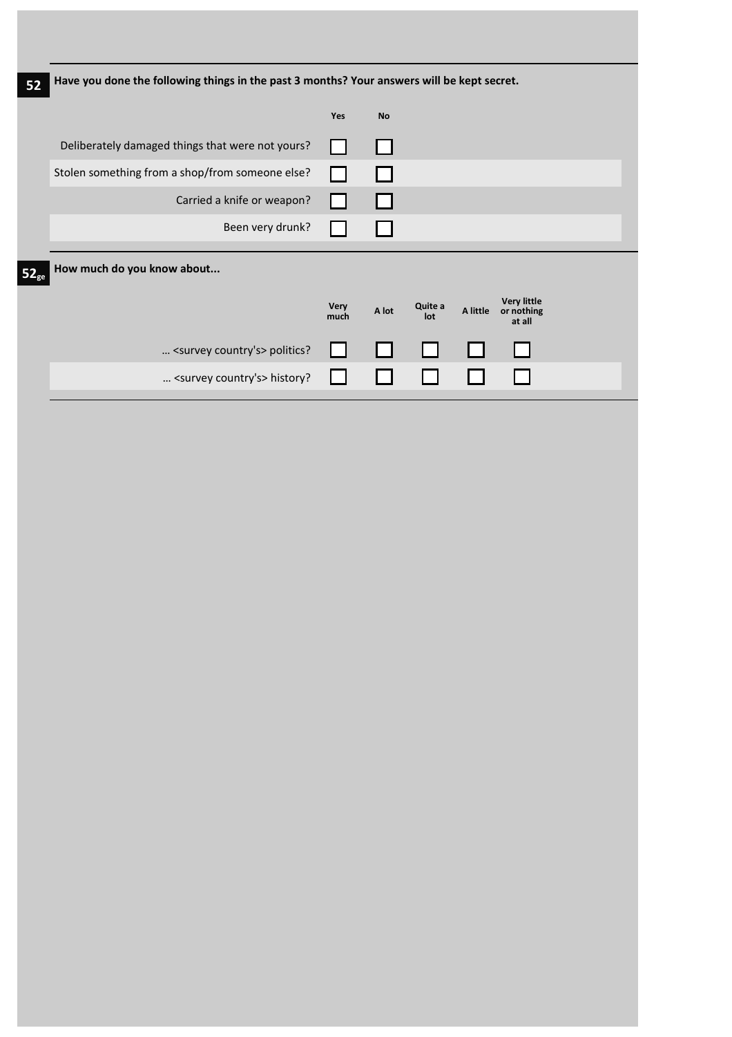**52** **Have you done the following things in the past 3 months? Your answers will be kept secret.**

| | Yes | No |
|---|---|---|
| Deliberately damaged things that were not yours? | ☐ | ☐ |
| Stolen something from a shop/from someone else? | ☐ | ☐ |
| Carried a knife or weapon? | ☐ | ☐ |
| Been very drunk? | ☐ | ☐ |

**52ge** **How much do you know about...**

| | Very much | A lot | Quite a lot | A little | Very little or nothing at all |
|---|---|---|---|---|---|
| … <survey country's> politics? | ☐ | ☐ | ☐ | ☐ | ☐ |
| … <survey country's> history? | ☐ | ☐ | ☐ | ☐ | ☐ |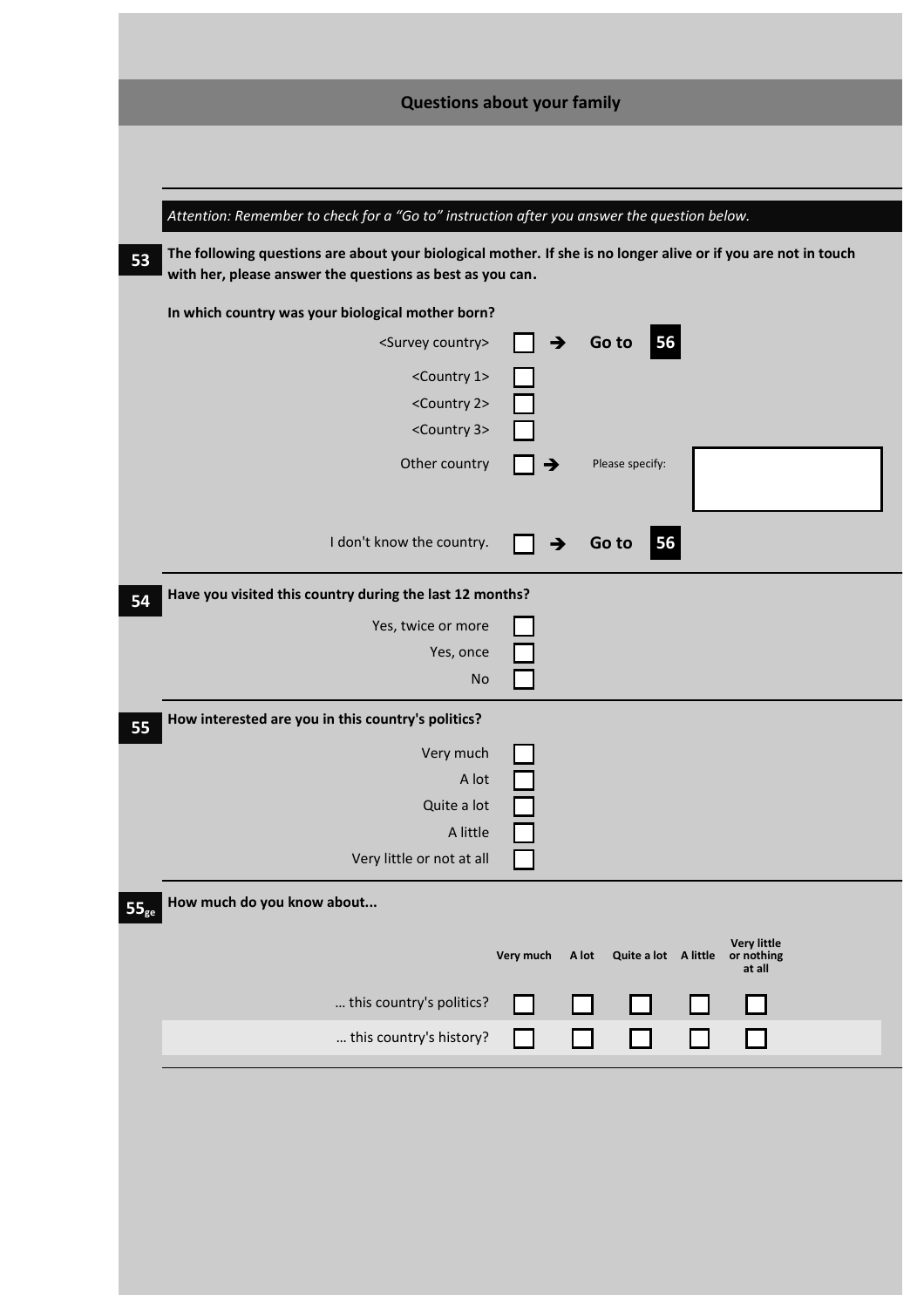## Questions about your family

*Attention: Remember to check for a "Go to" instruction after you answer the question below.*

**53** **The following questions are about your biological mother. If she is no longer alive or if you are not in touch with her, please answer the questions as best as you can.**

**In which country was your biological mother born?**

- <Survey country> ☐ ➔ Go to **56**
- <Country 1> ☐
- <Country 2> ☐
- <Country 3> ☐
- Other country ☐ ➔ Please specify: ____________
- I don't know the country. ☐ ➔ Go to **56**

**54** **Have you visited this country during the last 12 months?**

- Yes, twice or more ☐
- Yes, once ☐
- No ☐

**55** **How interested are you in this country's politics?**

- Very much ☐
- A lot ☐
- Quite a lot ☐
- A little ☐
- Very little or not at all ☐

**55ge** **How much do you know about...**

| | Very much | A lot | Quite a lot | A little | Very little or nothing at all |
|---|---|---|---|---|---|
| ... this country's politics? | ☐ | ☐ | ☐ | ☐ | ☐ |
| ... this country's history? | ☐ | ☐ | ☐ | ☐ | ☐ |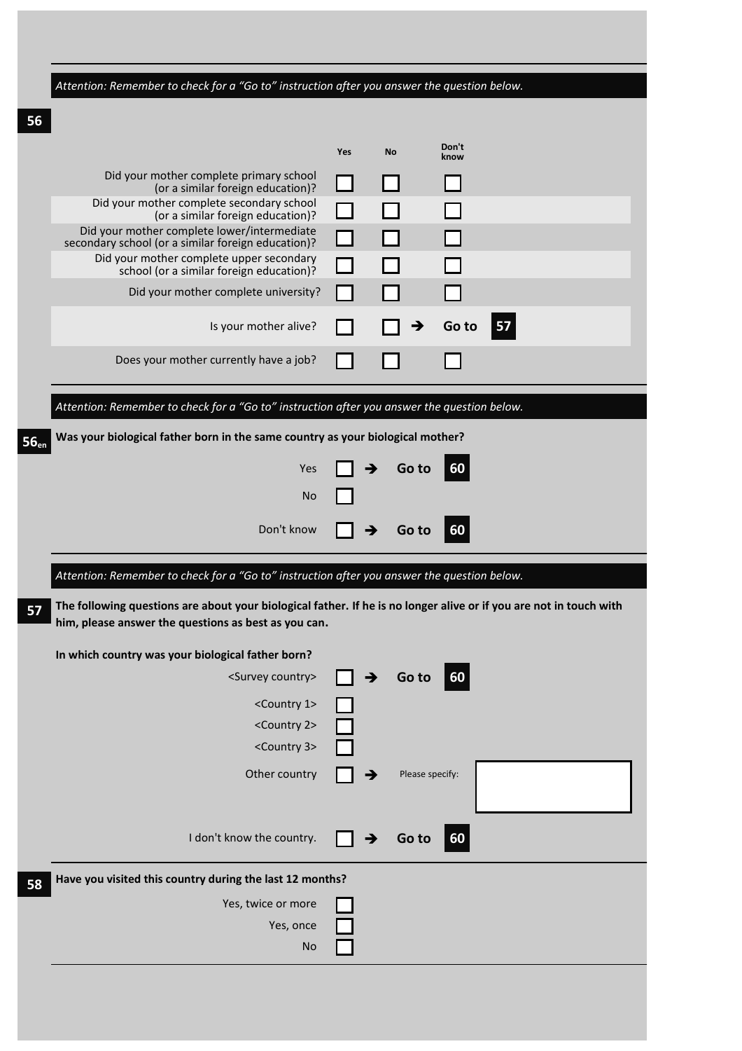*Attention: Remember to check for a "Go to" instruction after you answer the question below.*

**56**

| | Yes | No | Don't know |
|---|---|---|---|
| Did your mother complete primary school (or a similar foreign education)? | ☐ | ☐ | ☐ |
| Did your mother complete secondary school (or a similar foreign education)? | ☐ | ☐ | ☐ |
| Did your mother complete lower/intermediate secondary school (or a similar foreign education)? | ☐ | ☐ | ☐ |
| Did your mother complete upper secondary school (or a similar foreign education)? | ☐ | ☐ | ☐ |
| Did your mother complete university? | ☐ | ☐ | ☐ |
| Is your mother alive? | ☐ | ☐ ➔ Go to **57** | |
| Does your mother currently have a job? | ☐ | ☐ | ☐ |

*Attention: Remember to check for a "Go to" instruction after you answer the question below.*

**56en** **Was your biological father born in the same country as your biological mother?**

- Yes ☐ ➔ Go to **60**
- No ☐
- Don't know ☐ ➔ Go to **60**

*Attention: Remember to check for a "Go to" instruction after you answer the question below.*

**57** **The following questions are about your biological father. If he is no longer alive or if you are not in touch with him, please answer the questions as best as you can.**

**In which country was your biological father born?**

- <Survey country> ☐ ➔ Go to **60**
- <Country 1> ☐
- <Country 2> ☐
- <Country 3> ☐
- Other country ☐ ➔ Please specify: ____________
- I don't know the country. ☐ ➔ Go to **60**

**58** **Have you visited this country during the last 12 months?**

- Yes, twice or more ☐
- Yes, once ☐
- No ☐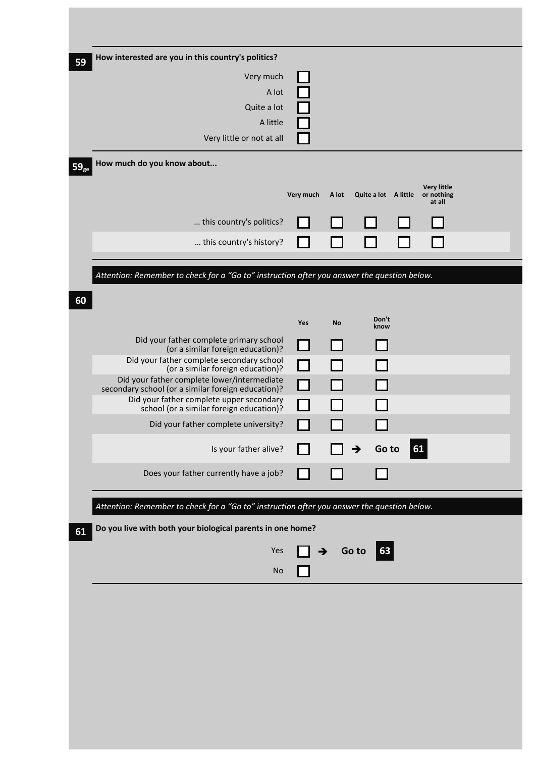**59** How interested are you in this country's politics?

- Very much ☐
- A lot ☐
- Quite a lot ☐
- A little ☐
- Very little or not at all ☐

**59ge** How much do you know about...

| | Very much | A lot | Quite a lot | A little | Very little or nothing at all |
|---|---|---|---|---|---|
| ... this country's politics? | ☐ | ☐ | ☐ | ☐ | ☐ |
| ... this country's history? | ☐ | ☐ | ☐ | ☐ | ☐ |

*Attention: Remember to check for a “Go to” instruction after you answer the question below.*

**60**

| | Yes | No | Don't know |
|---|---|---|---|
| Did your father complete primary school (or a similar foreign education)? | ☐ | ☐ | ☐ |
| Did your father complete secondary school (or a similar foreign education)? | ☐ | ☐ | ☐ |
| Did your father complete lower/intermediate secondary school (or a similar foreign education)? | ☐ | ☐ | ☐ |
| Did your father complete upper secondary school (or a similar foreign education)? | ☐ | ☐ | ☐ |
| Did your father complete university? | ☐ | ☐ | ☐ |
| Is your father alive? | ☐ | ☐ ➔ Go to **61** | |
| Does your father currently have a job? | ☐ | ☐ | ☐ |

*Attention: Remember to check for a “Go to” instruction after you answer the question below.*

**61** Do you live with both your biological parents in one home?

- Yes ☐ ➔ Go to **63**
- No ☐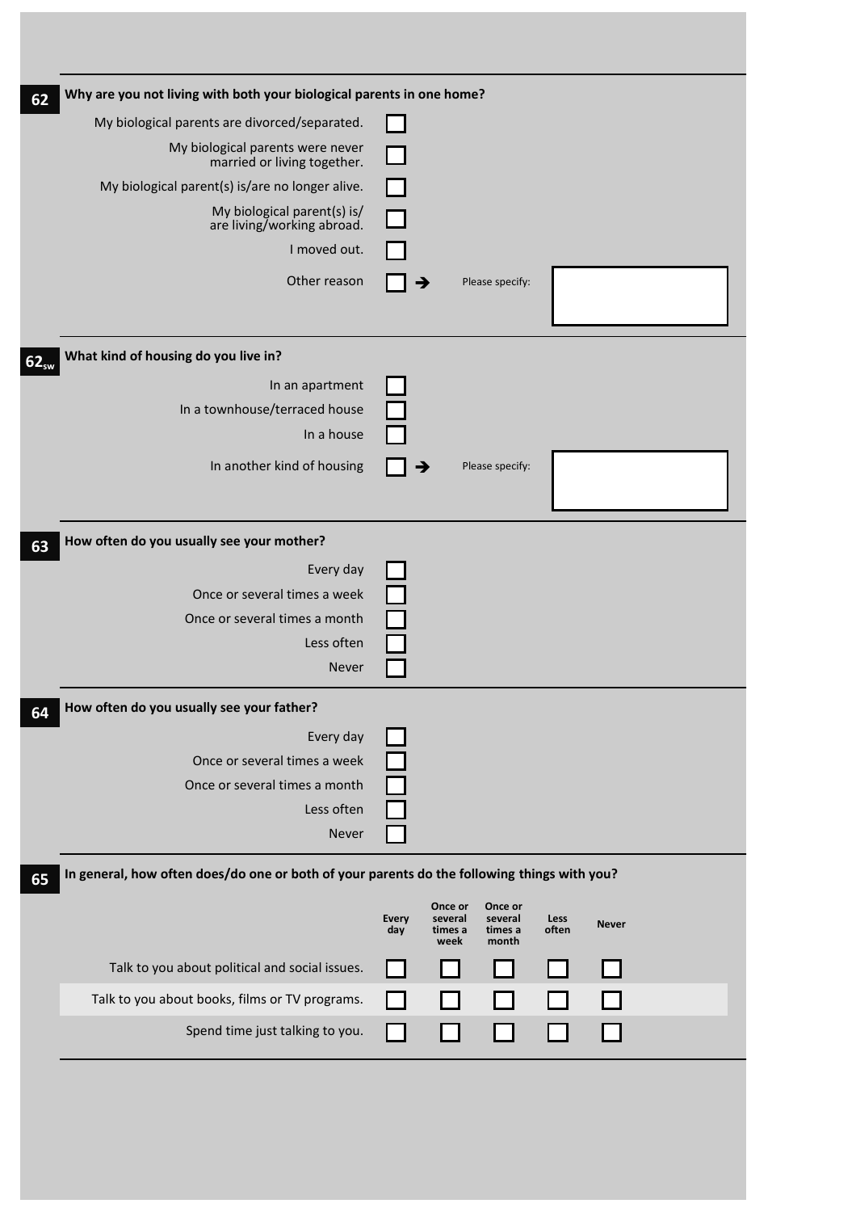**62** **Why are you not living with both your biological parents in one home?**

- My biological parents are divorced/separated. ☐
- My biological parents were never married or living together. ☐
- My biological parent(s) is/are no longer alive. ☐
- My biological parent(s) is/are living/working abroad. ☐
- I moved out. ☐
- Other reason ☐ → Please specify: ________

**$62_{sw}$** **What kind of housing do you live in?**

- In an apartment ☐
- In a townhouse/terraced house ☐
- In a house ☐
- In another kind of housing ☐ → Please specify: ________

**63** **How often do you usually see your mother?**

- Every day ☐
- Once or several times a week ☐
- Once or several times a month ☐
- Less often ☐
- Never ☐

**64** **How often do you usually see your father?**

- Every day ☐
- Once or several times a week ☐
- Once or several times a month ☐
- Less often ☐
- Never ☐

**65** **In general, how often does/do one or both of your parents do the following things with you?**

| | Every day | Once or several times a week | Once or several times a month | Less often | Never |
|---|---|---|---|---|---|
| Talk to you about political and social issues. | ☐ | ☐ | ☐ | ☐ | ☐ |
| Talk to you about books, films or TV programs. | ☐ | ☐ | ☐ | ☐ | ☐ |
| Spend time just talking to you. | ☐ | ☐ | ☐ | ☐ | ☐ |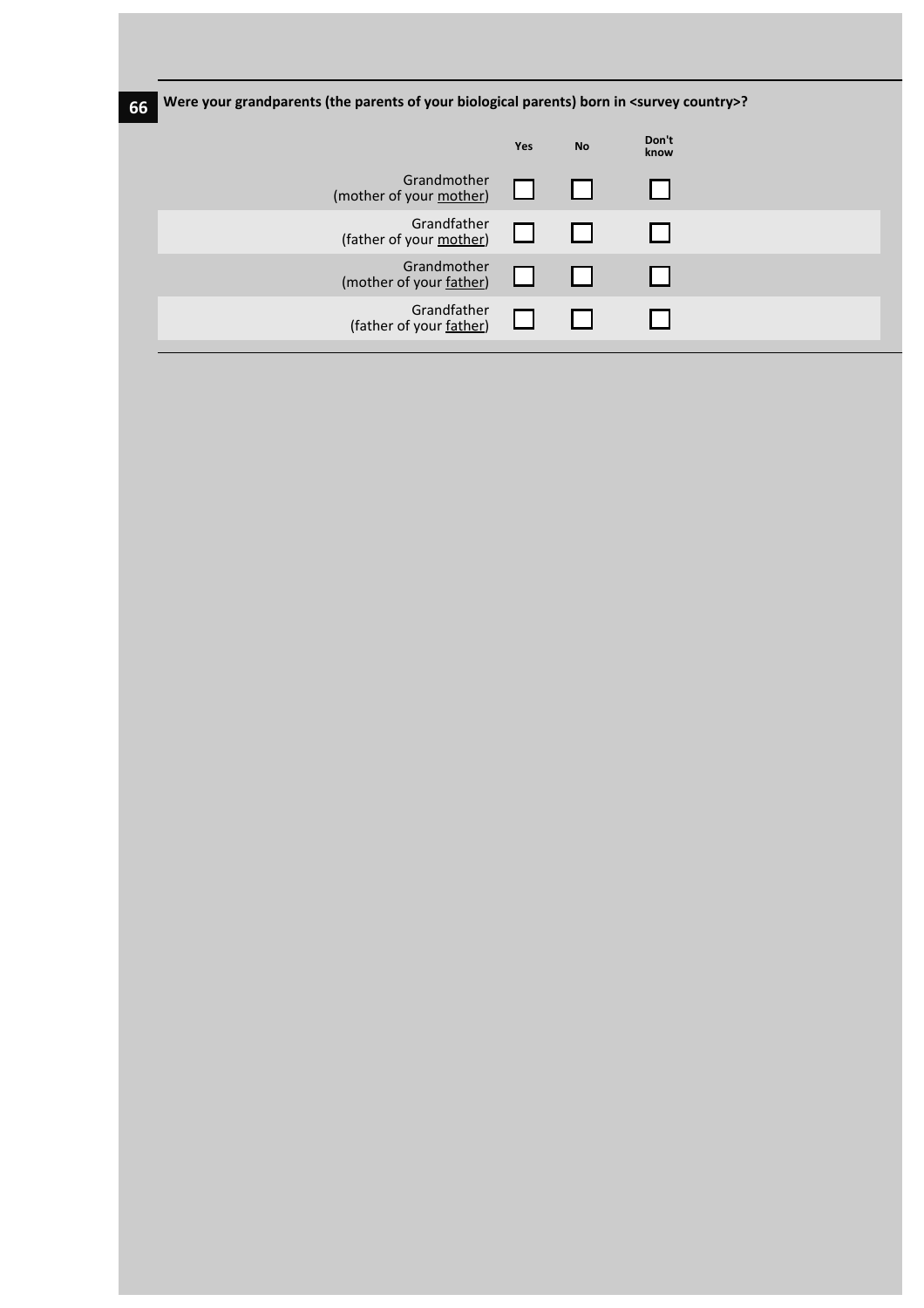**66** **Were your grandparents (the parents of your biological parents) born in <survey country>?**

| | Yes | No | Don't know |
|---|---|---|---|
| Grandmother (mother of your mother) | ☐ | ☐ | ☐ |
| Grandfather (father of your mother) | ☐ | ☐ | ☐ |
| Grandmother (mother of your father) | ☐ | ☐ | ☐ |
| Grandfather (father of your father) | ☐ | ☐ | ☐ |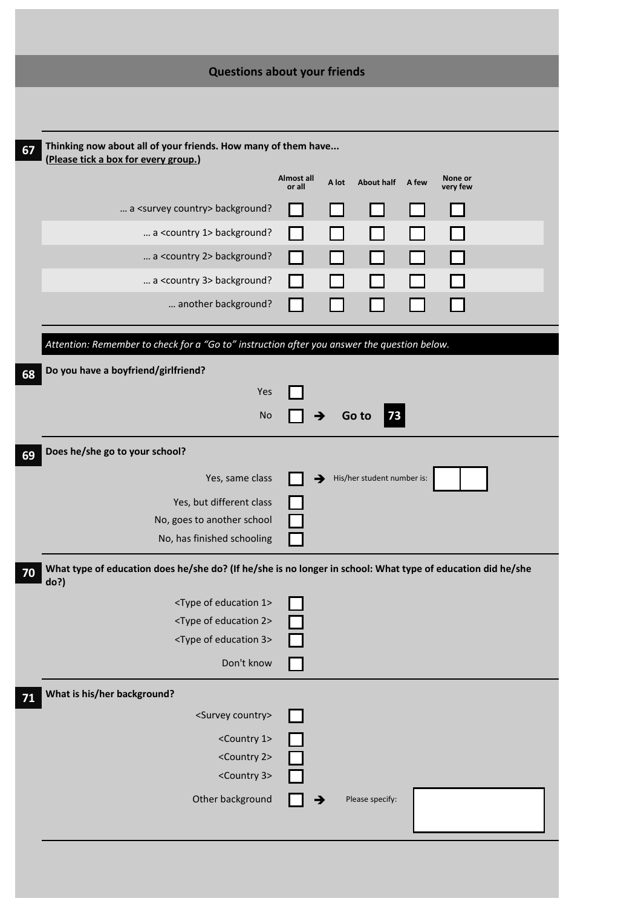## Questions about your friends

**67** **Thinking now about all of your friends. How many of them have...**
**(Please tick a box for every group.)**

| | Almost all or all | A lot | About half | A few | None or very few |
|---|---|---|---|---|---|
| ... a <survey country> background? | ☐ | ☐ | ☐ | ☐ | ☐ |
| ... a <country 1> background? | ☐ | ☐ | ☐ | ☐ | ☐ |
| ... a <country 2> background? | ☐ | ☐ | ☐ | ☐ | ☐ |
| ... a <country 3> background? | ☐ | ☐ | ☐ | ☐ | ☐ |
| ... another background? | ☐ | ☐ | ☐ | ☐ | ☐ |

*Attention: Remember to check for a "Go to" instruction after you answer the question below.*

**68** **Do you have a boyfriend/girlfriend?**

- Yes ☐
- No ☐ ➔ **Go to 73**

**69** **Does he/she go to your school?**

- Yes, same class ☐ ➔ His/her student number is: ☐☐
- Yes, but different class ☐
- No, goes to another school ☐
- No, has finished schooling ☐

**70** **What type of education does he/she do? (If he/she is no longer in school: What type of education did he/she do?)**

- <Type of education 1> ☐
- <Type of education 2> ☐
- <Type of education 3> ☐
- Don't know ☐

**71** **What is his/her background?**

- <Survey country> ☐
- <Country 1> ☐
- <Country 2> ☐
- <Country 3> ☐
- Other background ☐ ➔ Please specify: ____________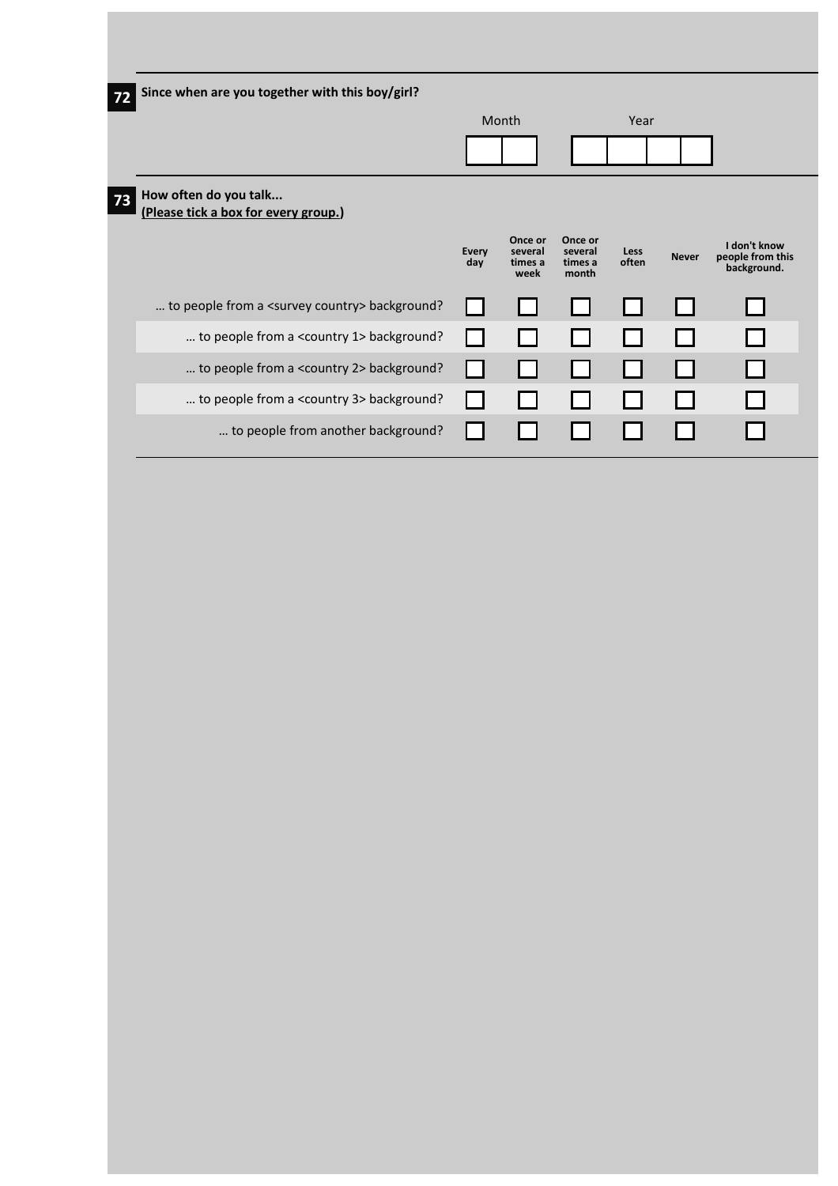**72** **Since when are you together with this boy/girl?**

| Month | Year |
|---|---|
| ☐☐ | ☐☐☐☐ |

**73** **How often do you talk...**
**(Please tick a box for every group.)**

| | Every day | Once or several times a week | Once or several times a month | Less often | Never | I don't know people from this background. |
|---|---|---|---|---|---|---|
| … to people from a <survey country> background? | ☐ | ☐ | ☐ | ☐ | ☐ | ☐ |
| … to people from a <country 1> background? | ☐ | ☐ | ☐ | ☐ | ☐ | ☐ |
| … to people from a <country 2> background? | ☐ | ☐ | ☐ | ☐ | ☐ | ☐ |
| … to people from a <country 3> background? | ☐ | ☐ | ☐ | ☐ | ☐ | ☐ |
| … to people from another background? | ☐ | ☐ | ☐ | ☐ | ☐ | ☐ |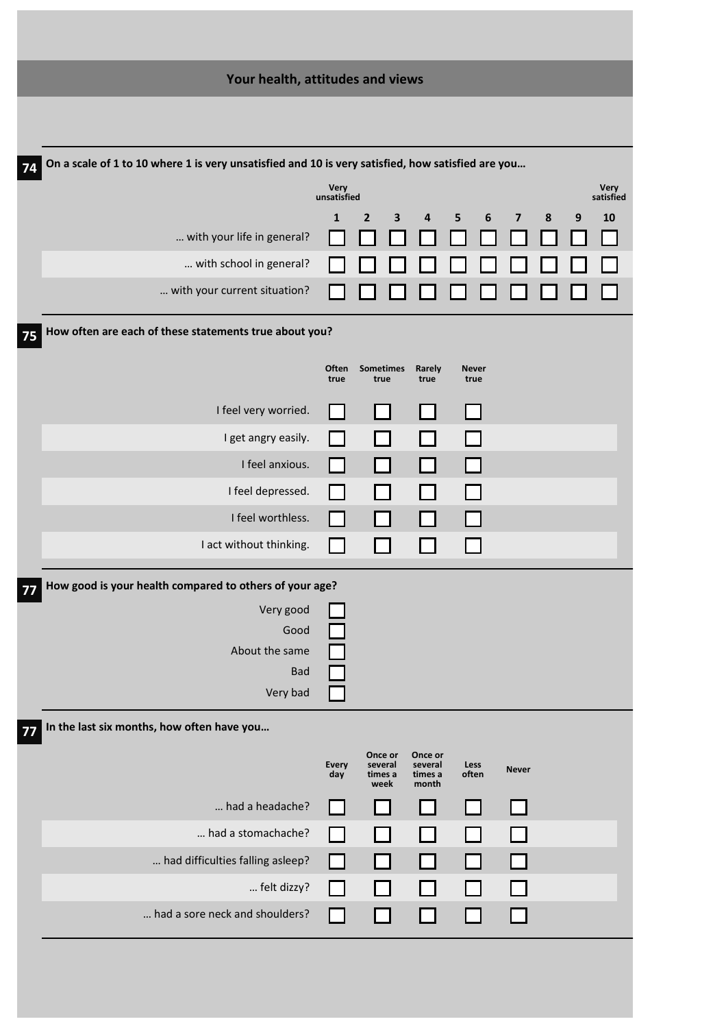## Your health, attitudes and views

**74** **On a scale of 1 to 10 where 1 is very unsatisfied and 10 is very satisfied, how satisfied are you…**

| | 1 Very unsatisfied | 2 | 3 | 4 | 5 | 6 | 7 | 8 | 9 | 10 Very satisfied |
|---|---|---|---|---|---|---|---|---|---|---|
| … with your life in general? | ☐ | ☐ | ☐ | ☐ | ☐ | ☐ | ☐ | ☐ | ☐ | ☐ |
| … with school in general? | ☐ | ☐ | ☐ | ☐ | ☐ | ☐ | ☐ | ☐ | ☐ | ☐ |
| … with your current situation? | ☐ | ☐ | ☐ | ☐ | ☐ | ☐ | ☐ | ☐ | ☐ | ☐ |

**75** **How often are each of these statements true about you?**

| | Often true | Sometimes true | Rarely true | Never true |
|---|---|---|---|---|
| I feel very worried. | ☐ | ☐ | ☐ | ☐ |
| I get angry easily. | ☐ | ☐ | ☐ | ☐ |
| I feel anxious. | ☐ | ☐ | ☐ | ☐ |
| I feel depressed. | ☐ | ☐ | ☐ | ☐ |
| I feel worthless. | ☐ | ☐ | ☐ | ☐ |
| I act without thinking. | ☐ | ☐ | ☐ | ☐ |

**77** **How good is your health compared to others of your age?**

- Very good ☐
- Good ☐
- About the same ☐
- Bad ☐
- Very bad ☐

**77** **In the last six months, how often have you…**

| | Every day | Once or several times a week | Once or several times a month | Less often | Never |
|---|---|---|---|---|---|
| … had a headache? | ☐ | ☐ | ☐ | ☐ | ☐ |
| … had a stomachache? | ☐ | ☐ | ☐ | ☐ | ☐ |
| … had difficulties falling asleep? | ☐ | ☐ | ☐ | ☐ | ☐ |
| … felt dizzy? | ☐ | ☐ | ☐ | ☐ | ☐ |
| … had a sore neck and shoulders? | ☐ | ☐ | ☐ | ☐ | ☐ |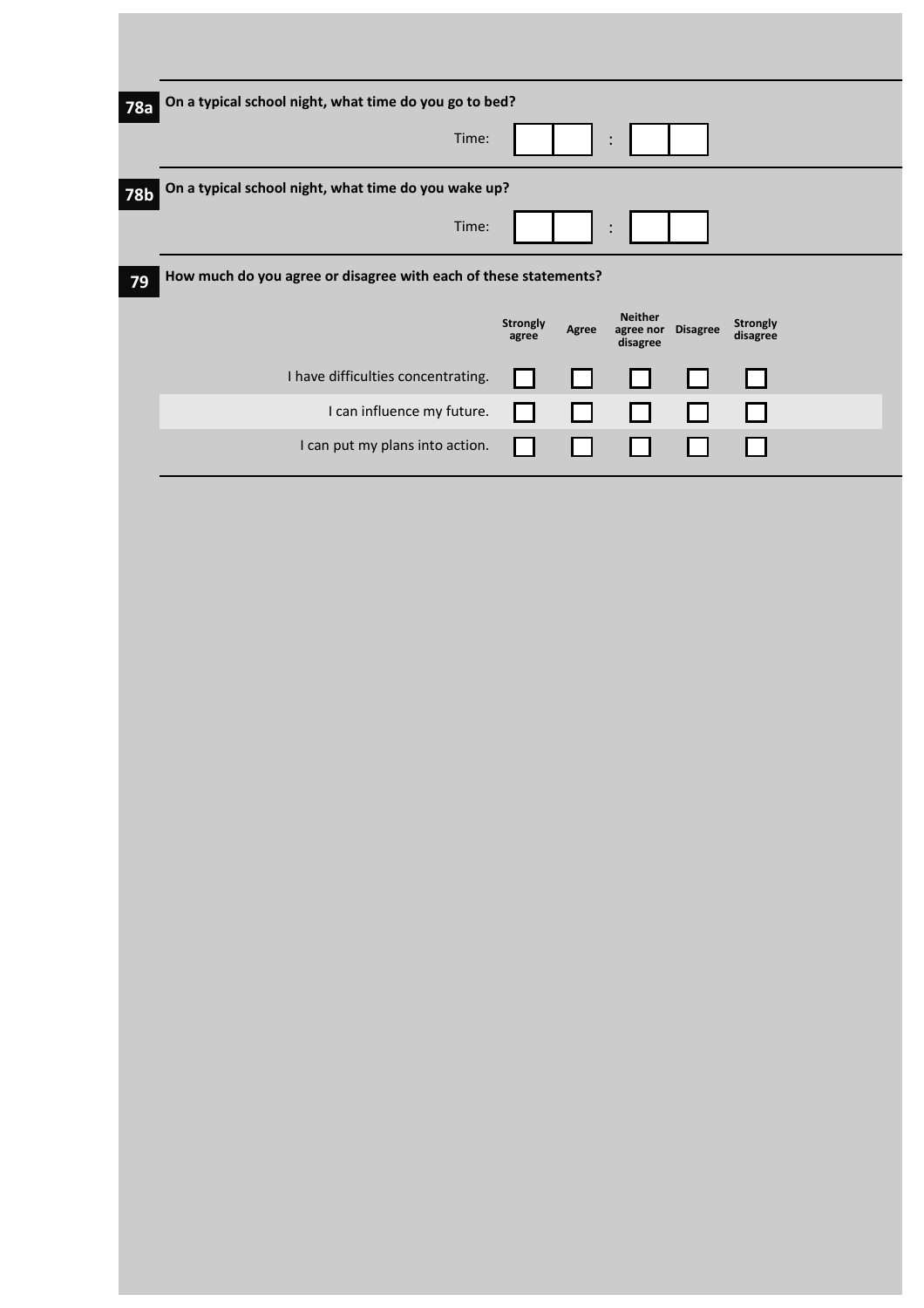**78a** On a typical school night, what time do you go to bed?

Time: __ __ : __ __

**78b** On a typical school night, what time do you wake up?

Time: __ __ : __ __

**79** How much do you agree or disagree with each of these statements?

| | Strongly agree | Agree | Neither agree nor disagree | Disagree | Strongly disagree |
|---|---|---|---|---|---|
| I have difficulties concentrating. | ☐ | ☐ | ☐ | ☐ | ☐ |
| I can influence my future. | ☐ | ☐ | ☐ | ☐ | ☐ |
| I can put my plans into action. | ☐ | ☐ | ☐ | ☐ | ☐ |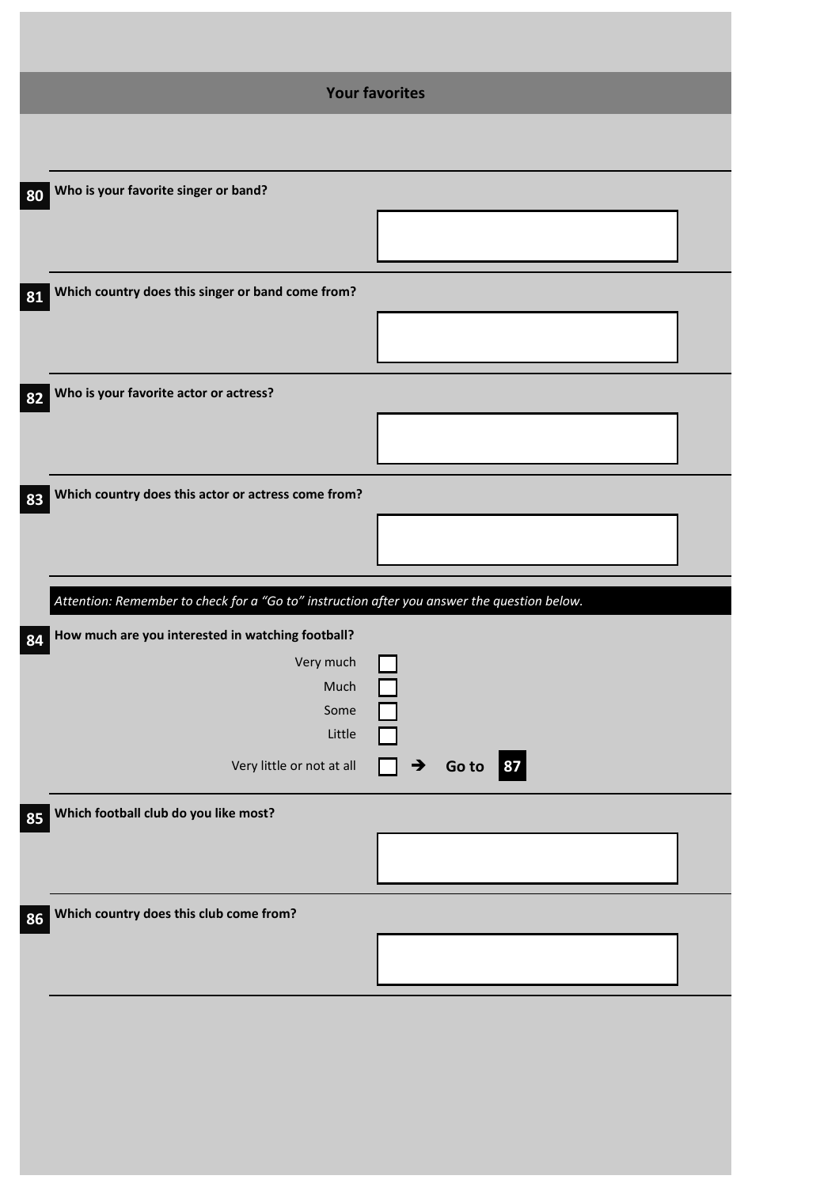## Your favorites

**80** **Who is your favorite singer or band?**

**81** **Which country does this singer or band come from?**

**82** **Who is your favorite actor or actress?**

**83** **Which country does this actor or actress come from?**

*Attention: Remember to check for a "Go to" instruction after you answer the question below.*

**84** **How much are you interested in watching football?**

- Very much ☐
- Much ☐
- Some ☐
- Little ☐
- Very little or not at all ☐ → **Go to 87**

**85** **Which football club do you like most?**

**86** **Which country does this club come from?**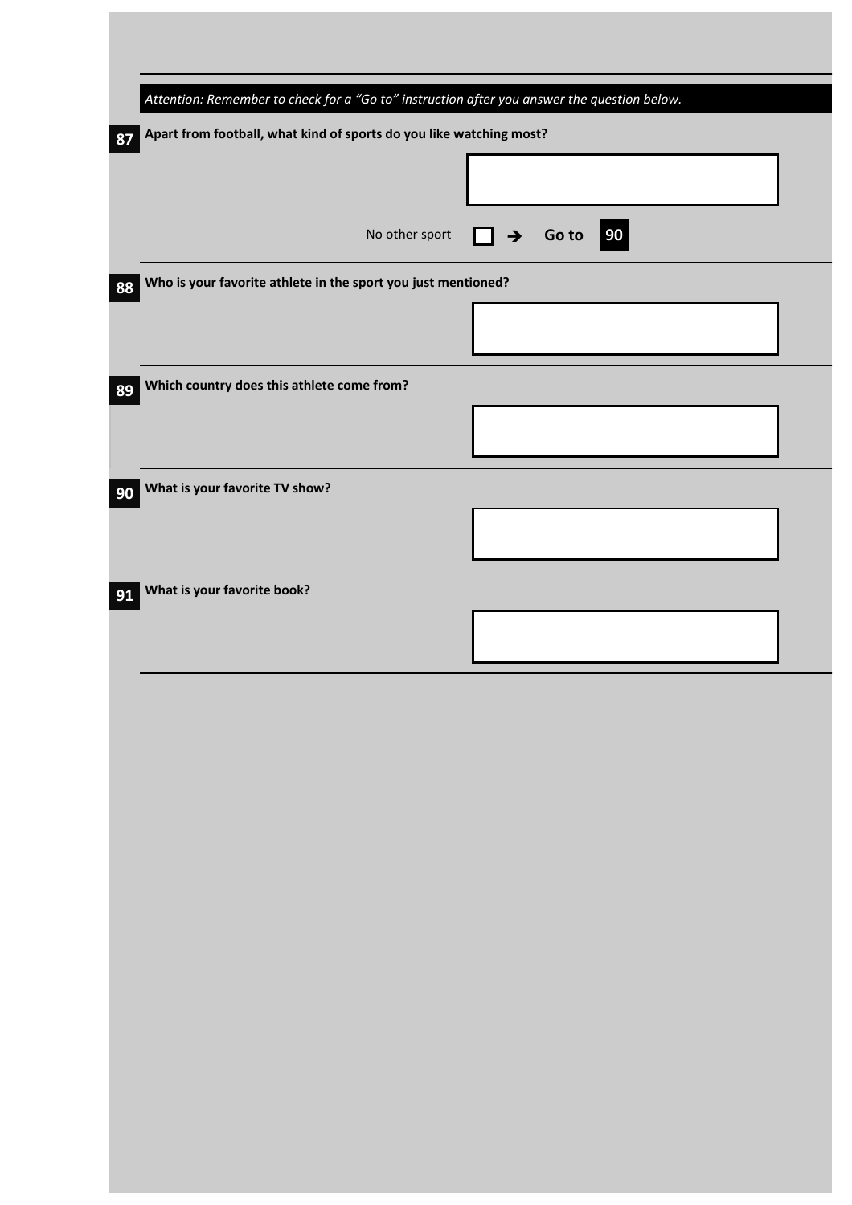*Attention: Remember to check for a "Go to" instruction after you answer the question below.*

**87** **Apart from football, what kind of sports do you like watching most?**

No other sport ☐ ➔ **Go to 90**

**88** **Who is your favorite athlete in the sport you just mentioned?**

**89** **Which country does this athlete come from?**

**90** **What is your favorite TV show?**

**91** **What is your favorite book?**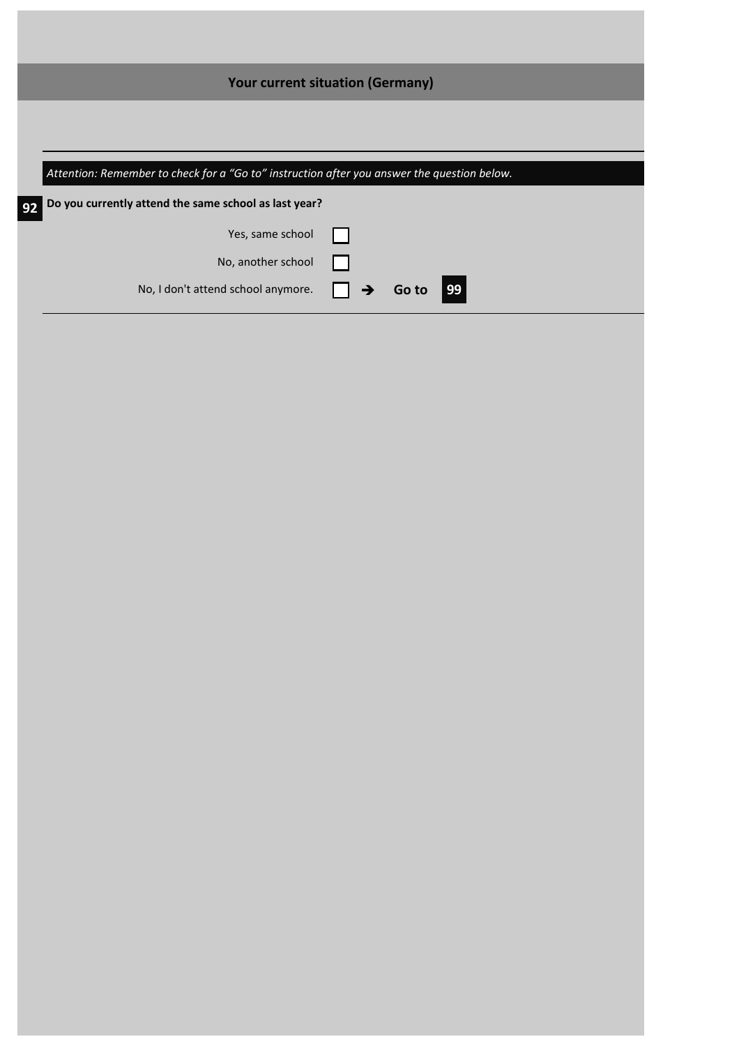## Your current situation (Germany)

*Attention: Remember to check for a "Go to" instruction after you answer the question below.*

**92** **Do you currently attend the same school as last year?**

- Yes, same school ☐
- No, another school ☐
- No, I don't attend school anymore. ☐ ➔ **Go to 99**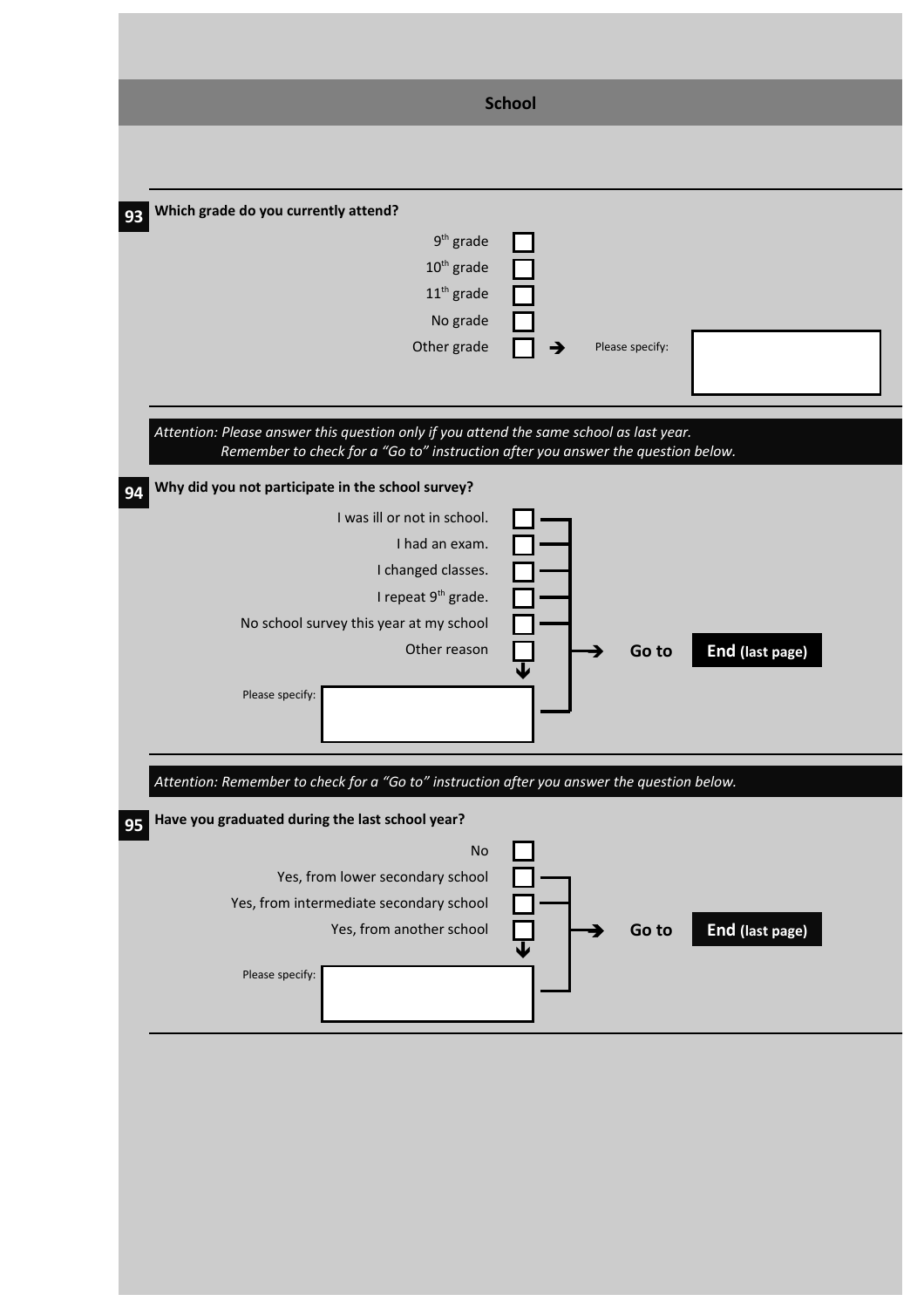## School

**93** **Which grade do you currently attend?**

- 9th grade ☐
- 10th grade ☐
- 11th grade ☐
- No grade ☐
- Other grade ☐ → Please specify: ____________

*Attention: Please answer this question only if you attend the same school as last year.*
*Remember to check for a "Go to" instruction after you answer the question below.*

**94** **Why did you not participate in the school survey?**

- I was ill or not in school. ☐
- I had an exam. ☐
- I changed classes. ☐
- I repeat 9th grade. ☐
- No school survey this year at my school ☐
- Other reason ☐ ↓ Please specify: ____________

→ **Go to** **End (last page)**

*Attention: Remember to check for a "Go to" instruction after you answer the question below.*

**95** **Have you graduated during the last school year?**

- No ☐
- Yes, from lower secondary school ☐
- Yes, from intermediate secondary school ☐
- Yes, from another school ☐ ↓ Please specify: ____________

→ **Go to** **End (last page)**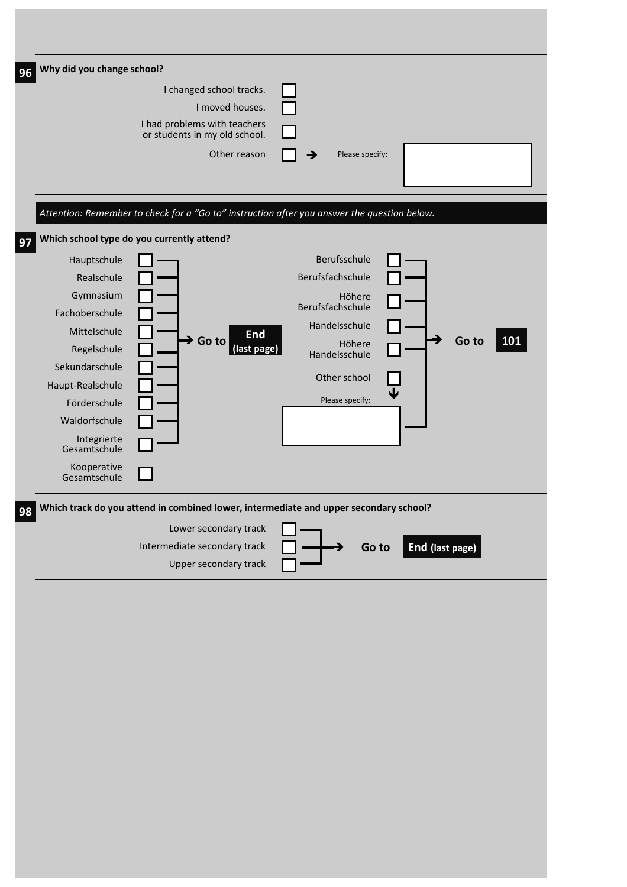**96** **Why did you change school?**

- ☐ I changed school tracks.
- ☐ I moved houses.
- ☐ I had problems with teachers or students in my old school.
- ☐ Other reason → Please specify: ____________

*Attention: Remember to check for a "Go to" instruction after you answer the question below.*

**97** **Which school type do you currently attend?**

- ☐ Hauptschule → Go to **End (last page)**
- ☐ Realschule → Go to **End (last page)**
- ☐ Gymnasium → Go to **End (last page)**
- ☐ Fachoberschule → Go to **End (last page)**
- ☐ Mittelschule → Go to **End (last page)**
- ☐ Regelschule → Go to **End (last page)**
- ☐ Sekundarschule → Go to **End (last page)**
- ☐ Haupt-Realschule → Go to **End (last page)**
- ☐ Förderschule → Go to **End (last page)**
- ☐ Waldorfschule → Go to **End (last page)**
- ☐ Integrierte Gesamtschule → Go to **End (last page)**
- ☐ Kooperative Gesamtschule
- ☐ Berufsschule → Go to **101**
- ☐ Berufsfachschule → Go to **101**
- ☐ Höhere Berufsfachschule → Go to **101**
- ☐ Handelsschule → Go to **101**
- ☐ Höhere Handelsschule → Go to **101**
- ☐ Other school → Please specify: ____________ → Go to **101**

**98** **Which track do you attend in combined lower, intermediate and upper secondary school?**

- ☐ Lower secondary track
- ☐ Intermediate secondary track
- ☐ Upper secondary track

→ Go to **End (last page)**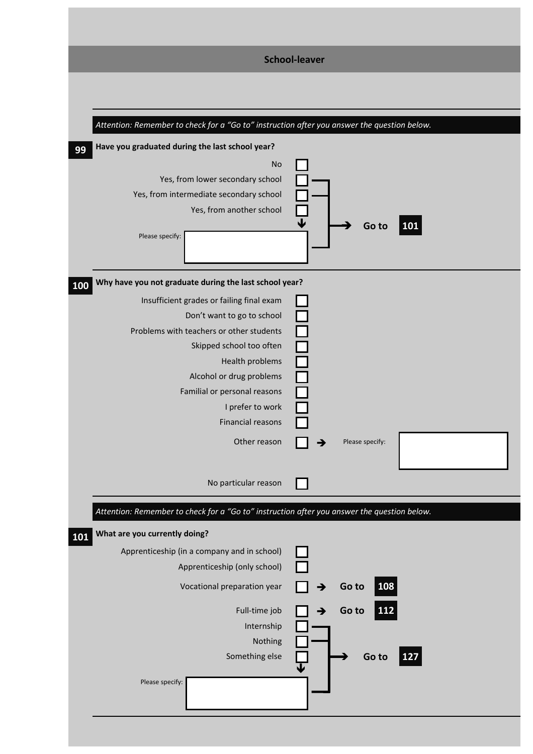## School-leaver

*Attention: Remember to check for a "Go to" instruction after you answer the question below.*

**99** **Have you graduated during the last school year?**

- No ☐
- Yes, from lower secondary school ☐ → Go to **101**
- Yes, from intermediate secondary school ☐ → Go to **101**
- Yes, from another school ☐ → Go to **101**
  - Please specify: ____________

**100** **Why have you not graduate during the last school year?**

- Insufficient grades or failing final exam ☐
- Don't want to go to school ☐
- Problems with teachers or other students ☐
- Skipped school too often ☐
- Health problems ☐
- Alcohol or drug problems ☐
- Familial or personal reasons ☐
- I prefer to work ☐
- Financial reasons ☐
- Other reason ☐ → Please specify: ____________
- No particular reason ☐

*Attention: Remember to check for a "Go to" instruction after you answer the question below.*

**101** **What are you currently doing?**

- Apprenticeship (in a company and in school) ☐
- Apprenticeship (only school) ☐
- Vocational preparation year ☐ → Go to **108**
- Full-time job ☐ → Go to **112**
- Internship ☐ → Go to **127**
- Nothing ☐ → Go to **127**
- Something else ☐ → Go to **127**
  - Please specify: ____________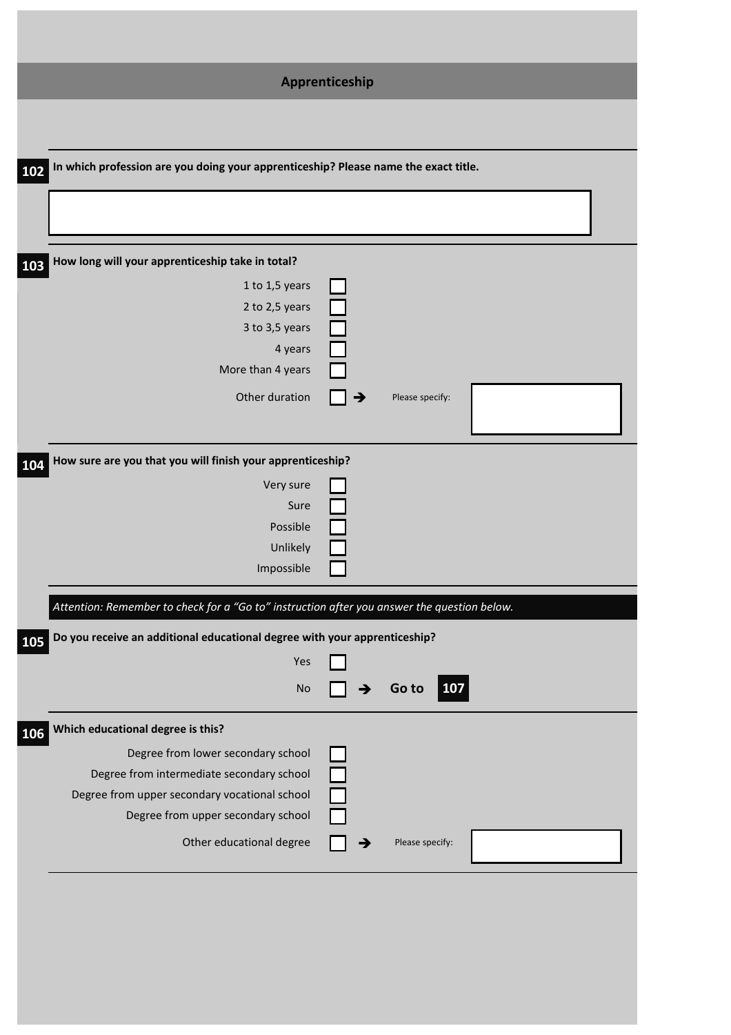## Apprenticeship

**102** **In which profession are you doing your apprenticeship? Please name the exact title.**

______________________________

**103** **How long will your apprenticeship take in total?**

- 1 to 1,5 years ☐
- 2 to 2,5 years ☐
- 3 to 3,5 years ☐
- 4 years ☐
- More than 4 years ☐
- Other duration ☐ ➔ Please specify: ______________________________

**104** **How sure are you that you will finish your apprenticeship?**

- Very sure ☐
- Sure ☐
- Possible ☐
- Unlikely ☐
- Impossible ☐

*Attention: Remember to check for a "Go to" instruction after you answer the question below.*

**105** **Do you receive an additional educational degree with your apprenticeship?**

- Yes ☐
- No ☐ ➔ **Go to 107**

**106** **Which educational degree is this?**

- Degree from lower secondary school ☐
- Degree from intermediate secondary school ☐
- Degree from upper secondary vocational school ☐
- Degree from upper secondary school ☐
- Other educational degree ☐ ➔ Please specify: ______________________________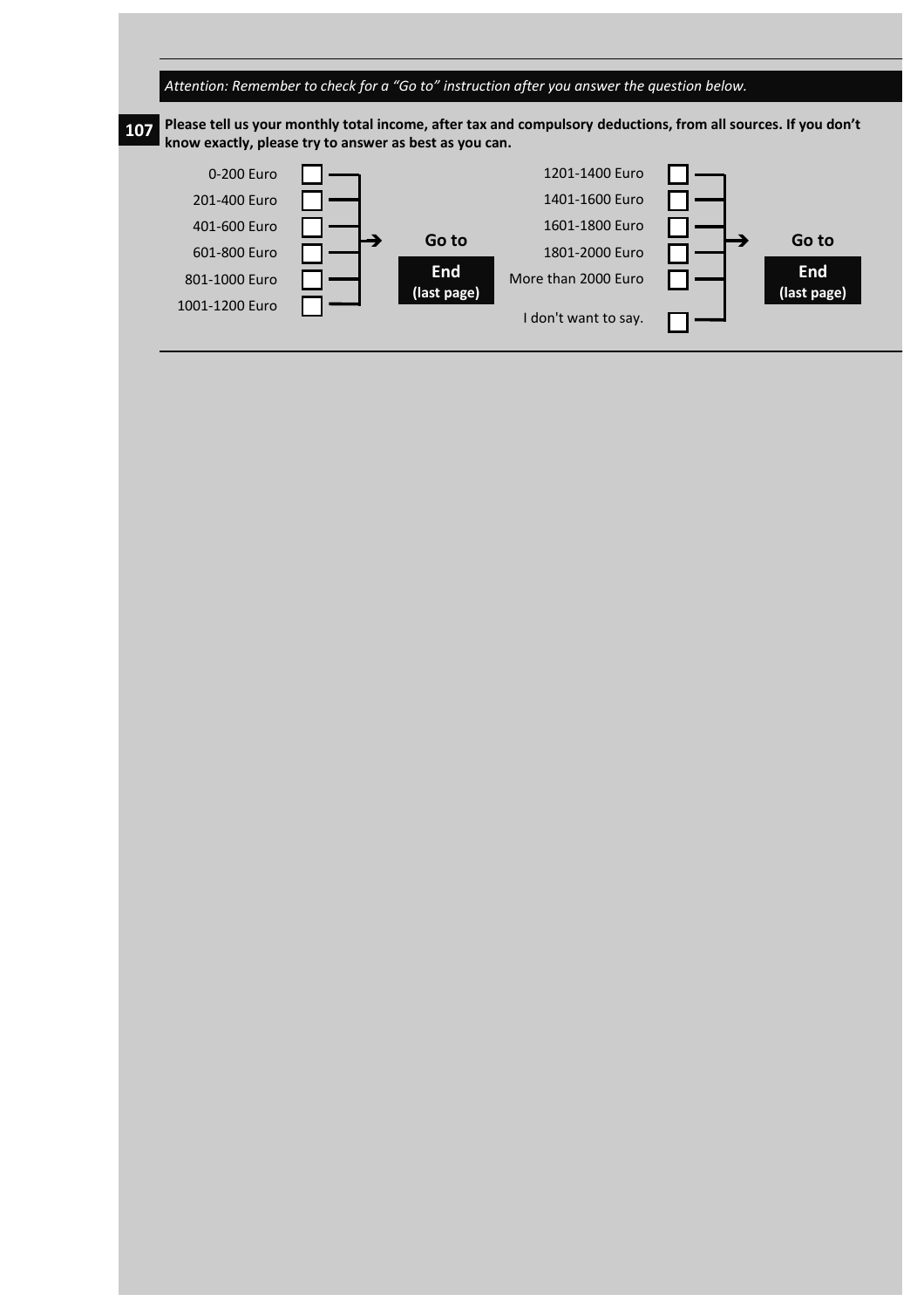*Attention: Remember to check for a "Go to" instruction after you answer the question below.*

**107** **Please tell us your monthly total income, after tax and compulsory deductions, from all sources. If you don't know exactly, please try to answer as best as you can.**

- ☐ 0-200 Euro
- ☐ 201-400 Euro
- ☐ 401-600 Euro
- ☐ 601-800 Euro
- ☐ 801-1000 Euro
- ☐ 1001-1200 Euro

→ **Go to End (last page)**

- ☐ 1201-1400 Euro
- ☐ 1401-1600 Euro
- ☐ 1601-1800 Euro
- ☐ 1801-2000 Euro
- ☐ More than 2000 Euro
- ☐ I don't want to say.

→ **Go to End (last page)**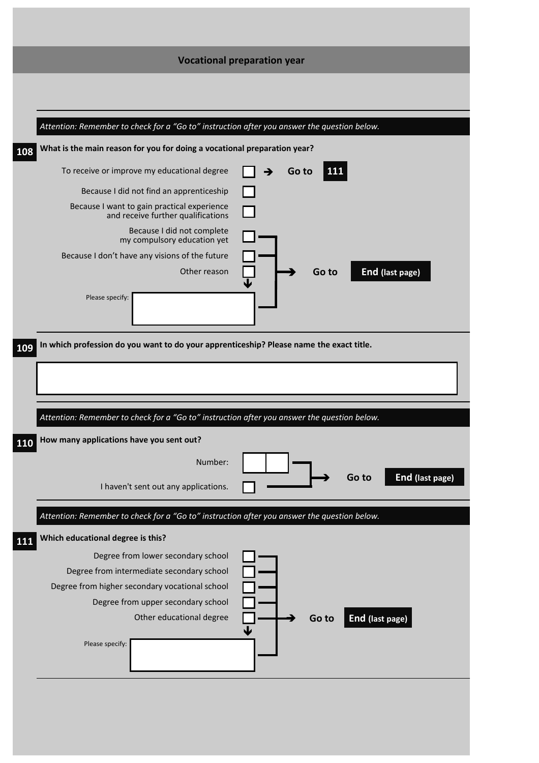## Vocational preparation year

*Attention: Remember to check for a "Go to" instruction after you answer the question below.*

**108** **What is the main reason for you for doing a vocational preparation year?**

- To receive or improve my educational degree ☐ → **Go to 111**
- Because I did not find an apprenticeship ☐
- Because I want to gain practical experience and receive further qualifications ☐
- Because I did not complete my compulsory education yet ☐ → **Go to End (last page)**
- Because I don't have any visions of the future ☐ → **Go to End (last page)**
- Other reason ☐ → **Go to End (last page)**
  - Please specify: ______________

**109** **In which profession do you want to do your apprenticeship? Please name the exact title.**

______________

*Attention: Remember to check for a "Go to" instruction after you answer the question below.*

**110** **How many applications have you sent out?**

- Number: ☐☐ → **Go to End (last page)**
- I haven't sent out any applications. ☐ → **Go to End (last page)**

*Attention: Remember to check for a "Go to" instruction after you answer the question below.*

**111** **Which educational degree is this?**

All answers → **Go to End (last page)**

- Degree from lower secondary school ☐
- Degree from intermediate secondary school ☐
- Degree from higher secondary vocational school ☐
- Degree from upper secondary school ☐
- Other educational degree ☐
  - Please specify: ______________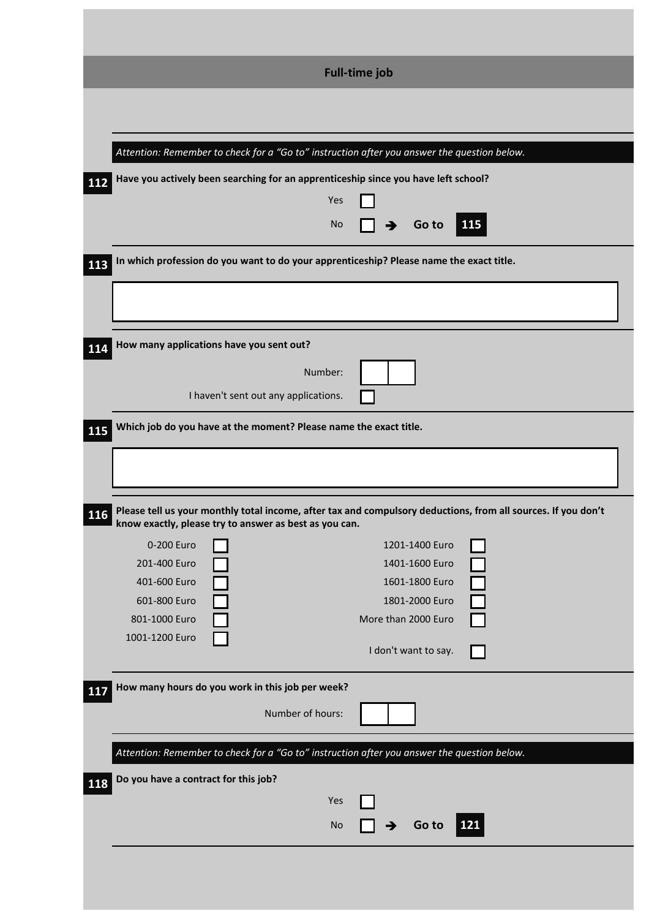## Full-time job

*Attention: Remember to check for a "Go to" instruction after you answer the question below.*

**112** **Have you actively been searching for an apprenticeship since you have left school?**

- Yes ☐
- No ☐ ➔ Go to **115**

**113** **In which profession do you want to do your apprenticeship? Please name the exact title.**

[ ]

**114** **How many applications have you sent out?**

Number: ☐☐

I haven't sent out any applications. ☐

**115** **Which job do you have at the moment? Please name the exact title.**

[ ]

**116** **Please tell us your monthly total income, after tax and compulsory deductions, from all sources. If you don't know exactly, please try to answer as best as you can.**

- 0-200 Euro ☐
- 201-400 Euro ☐
- 401-600 Euro ☐
- 601-800 Euro ☐
- 801-1000 Euro ☐
- 1001-1200 Euro ☐
- 1201-1400 Euro ☐
- 1401-1600 Euro ☐
- 1601-1800 Euro ☐
- 1801-2000 Euro ☐
- More than 2000 Euro ☐
- I don't want to say. ☐

**117** **How many hours do you work in this job per week?**

Number of hours: ☐☐

*Attention: Remember to check for a "Go to" instruction after you answer the question below.*

**118** **Do you have a contract for this job?**

- Yes ☐
- No ☐ ➔ Go to **121**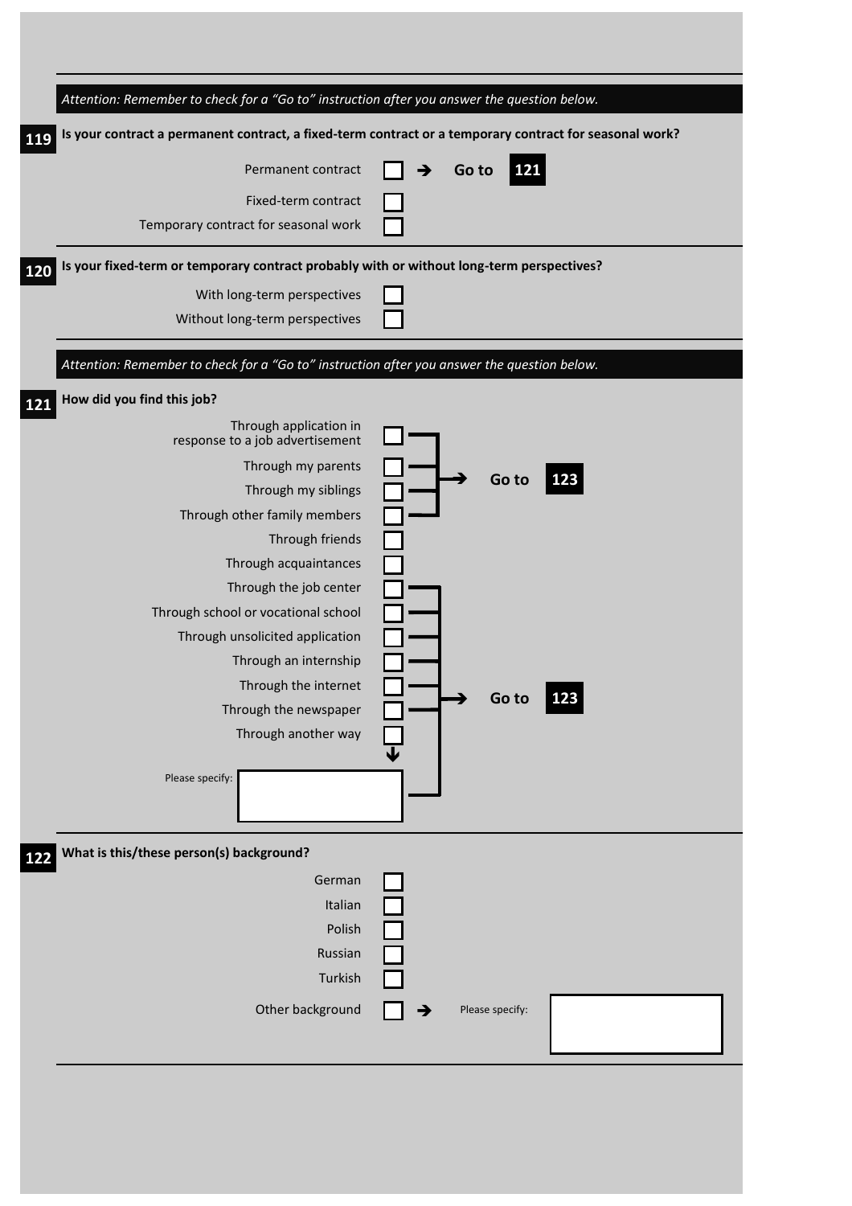*Attention: Remember to check for a "Go to" instruction after you answer the question below.*

**119** **Is your contract a permanent contract, a fixed-term contract or a temporary contract for seasonal work?**

- Permanent contract ☐ → **Go to 121**
- Fixed-term contract ☐
- Temporary contract for seasonal work ☐

**120** **Is your fixed-term or temporary contract probably with or without long-term perspectives?**

- With long-term perspectives ☐
- Without long-term perspectives ☐

*Attention: Remember to check for a "Go to" instruction after you answer the question below.*

**121** **How did you find this job?**

- Through application in response to a job advertisement ☐ → **Go to 123**
- Through my parents ☐ → **Go to 123**
- Through my siblings ☐ → **Go to 123**
- Through other family members ☐ → **Go to 123**
- Through friends ☐
- Through acquaintances ☐
- Through the job center ☐ → **Go to 123**
- Through school or vocational school ☐ → **Go to 123**
- Through unsolicited application ☐ → **Go to 123**
- Through an internship ☐ → **Go to 123**
- Through the internet ☐ → **Go to 123**
- Through the newspaper ☐ → **Go to 123**
- Through another way ☐ ↓

  Please specify: ______ → **Go to 123**

**122** **What is this/these person(s) background?**

- German ☐
- Italian ☐
- Polish ☐
- Russian ☐
- Turkish ☐
- Other background ☐ → Please specify: ______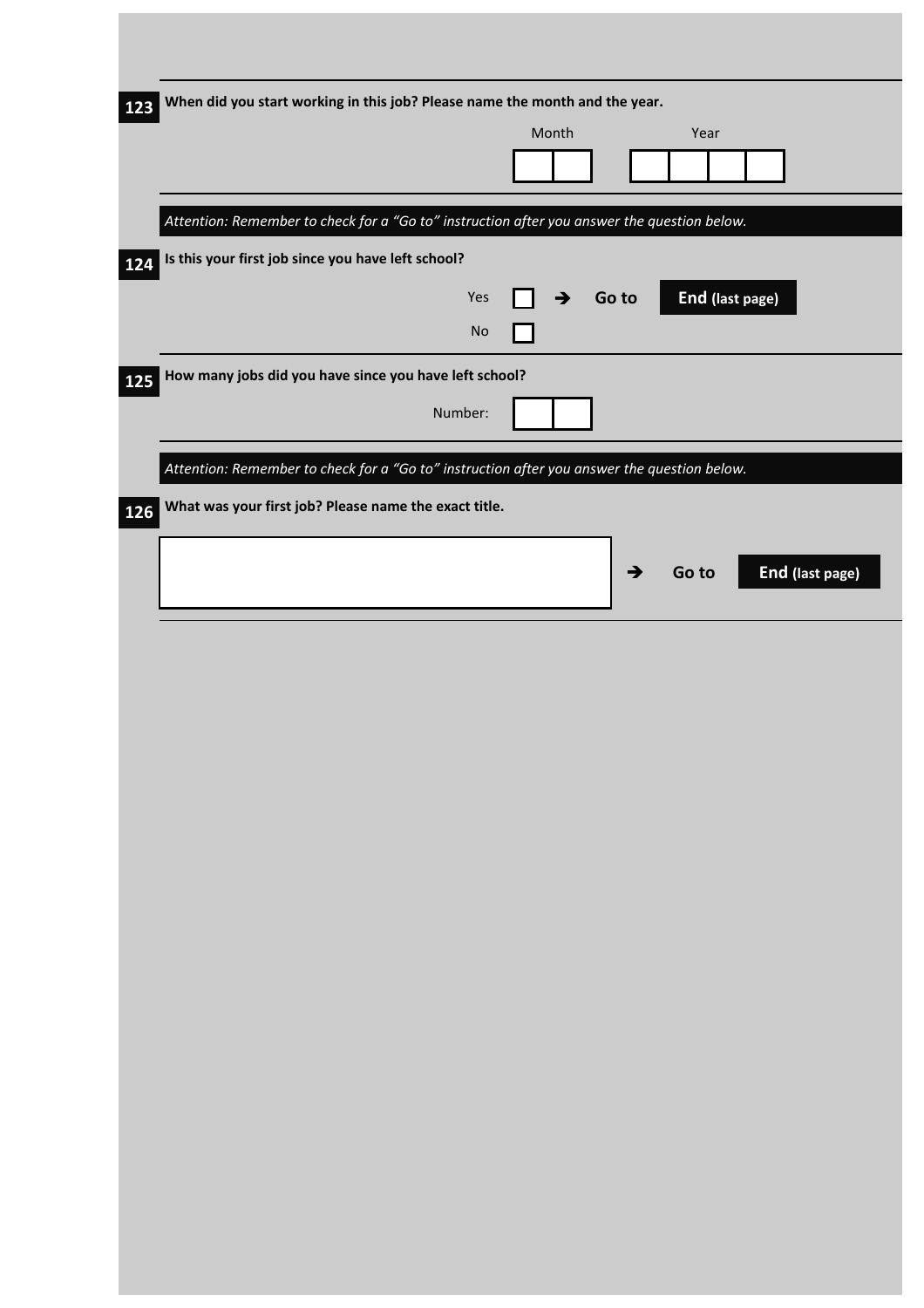**123** **When did you start working in this job? Please name the month and the year.**

Month [ ][ ]   Year [ ][ ][ ][ ]

*Attention: Remember to check for a "Go to" instruction after you answer the question below.*

**124** **Is this your first job since you have left school?**

- Yes ☐ → **Go to** **End (last page)**
- No ☐

**125** **How many jobs did you have since you have left school?**

Number: [ ][ ]

*Attention: Remember to check for a "Go to" instruction after you answer the question below.*

**126** **What was your first job? Please name the exact title.**

[                    ] → **Go to** **End (last page)**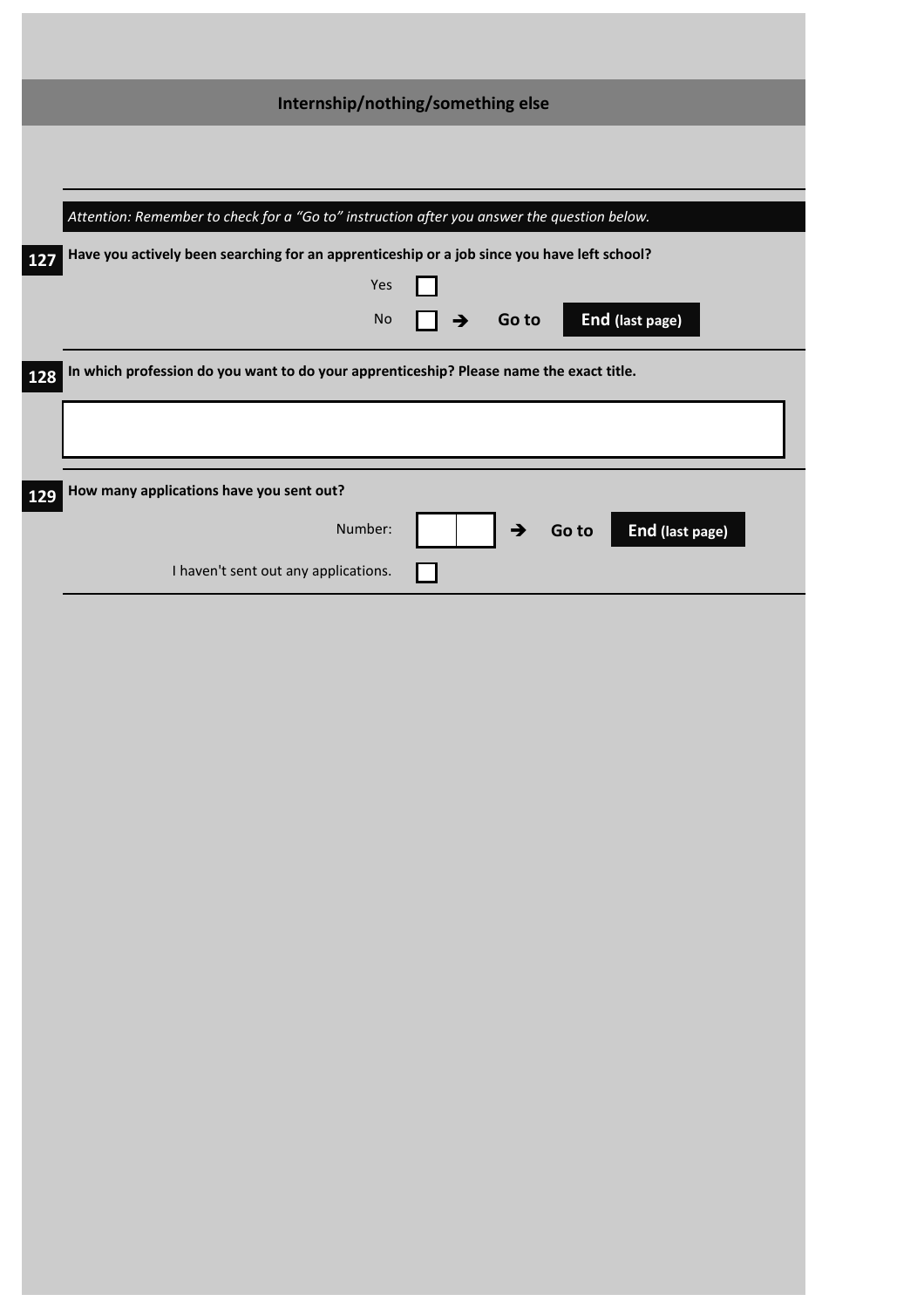## Internship/nothing/something else

*Attention: Remember to check for a "Go to" instruction after you answer the question below.*

**127** **Have you actively been searching for an apprenticeship or a job since you have left school?**

- Yes ☐
- No ☐ ➔ Go to **End (last page)**

**128** **In which profession do you want to do your apprenticeship? Please name the exact title.**

\_\_\_\_\_\_\_\_\_\_\_\_\_\_\_\_\_\_\_\_\_\_\_\_\_\_\_\_\_\_

**129** **How many applications have you sent out?**

- Number: ☐☐ ➔ Go to **End (last page)**
- I haven't sent out any applications. ☐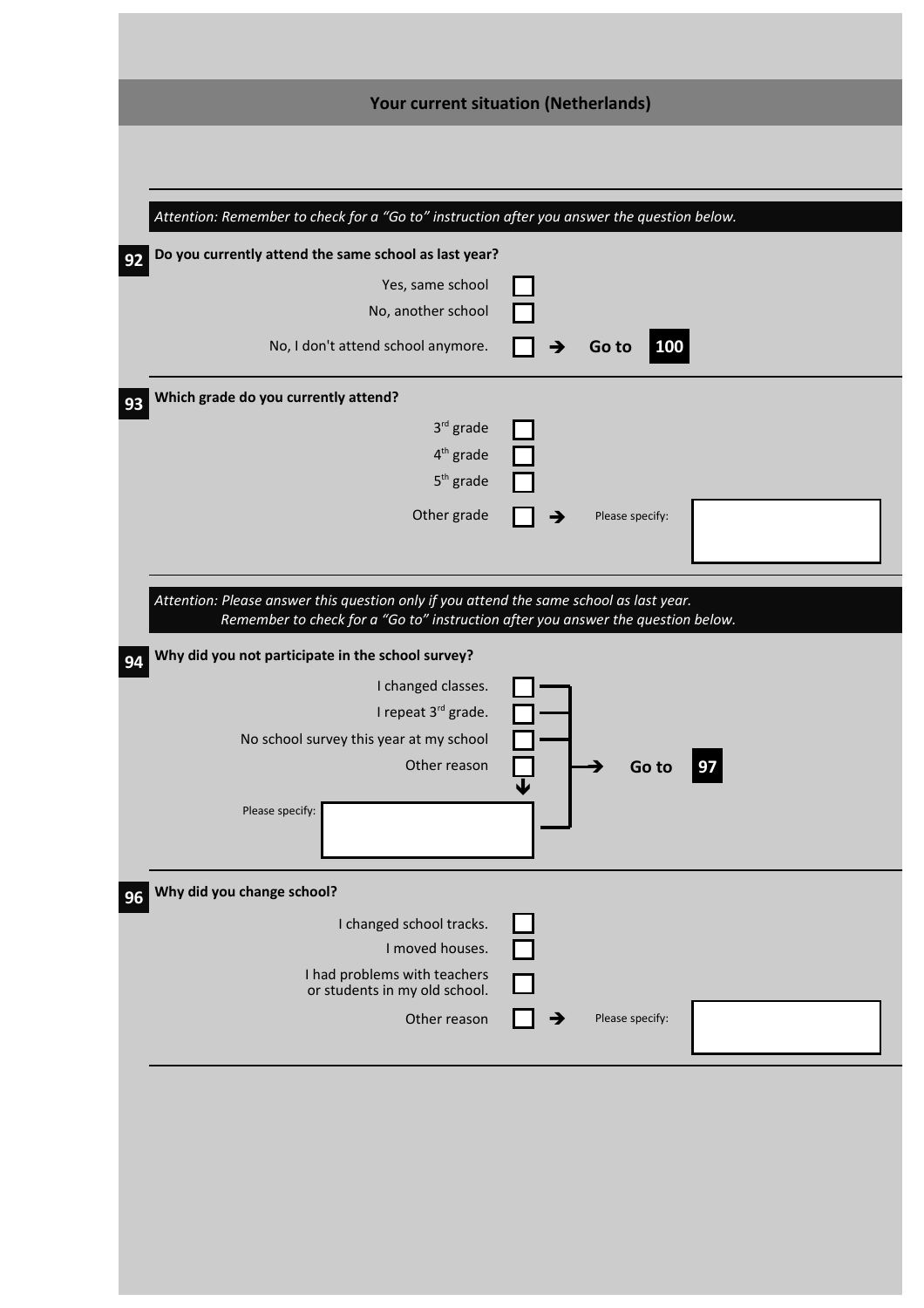## Your current situation (Netherlands)

*Attention: Remember to check for a "Go to" instruction after you answer the question below.*

**92 Do you currently attend the same school as last year?**

- Yes, same school ☐
- No, another school ☐
- No, I don't attend school anymore. ☐ → **Go to 100**

**93 Which grade do you currently attend?**

- 3rd grade ☐
- 4th grade ☐
- 5th grade ☐
- Other grade ☐ → Please specify: ______

*Attention: Please answer this question only if you attend the same school as last year.*
*Remember to check for a "Go to" instruction after you answer the question below.*

**94 Why did you not participate in the school survey?**

- I changed classes. ☐
- I repeat 3rd grade. ☐
- No school survey this year at my school ☐
- Other reason ☐ ↓ Please specify: ______

→ **Go to 97**

**96 Why did you change school?**

- I changed school tracks. ☐
- I moved houses. ☐
- I had problems with teachers or students in my old school. ☐
- Other reason ☐ → Please specify: ______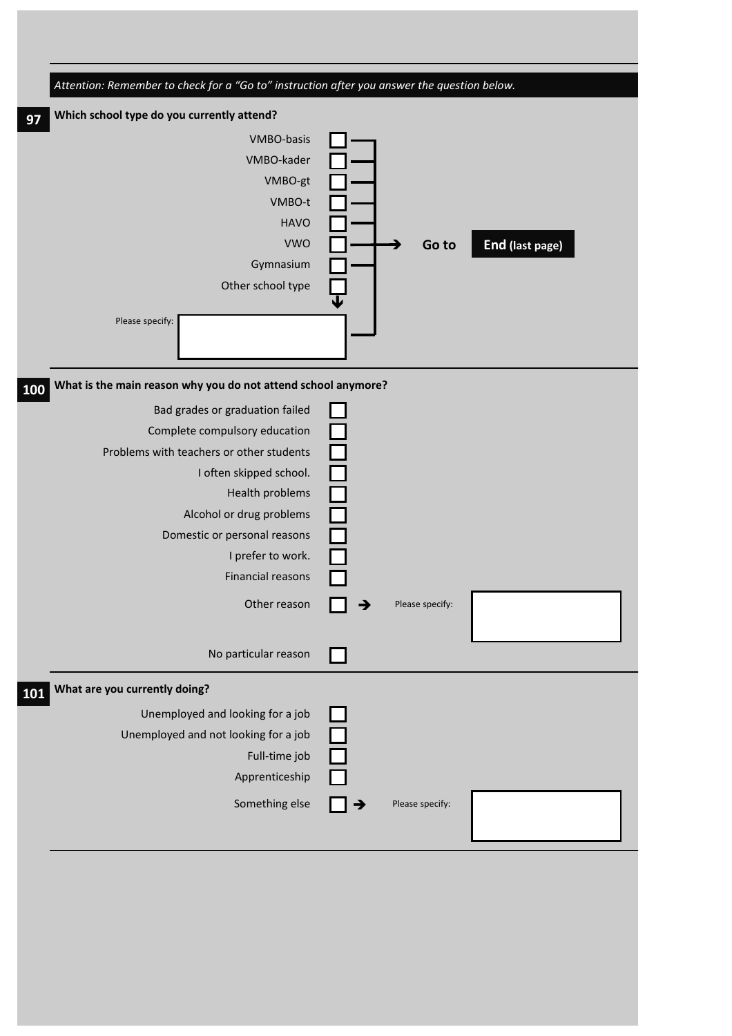*Attention: Remember to check for a "Go to" instruction after you answer the question below.*

**97** **Which school type do you currently attend?**

- ☐ VMBO-basis
- ☐ VMBO-kader
- ☐ VMBO-gt
- ☐ VMBO-t
- ☐ HAVO
- ☐ VWO
- ☐ Gymnasium
- ☐ Other school type

Please specify: ______

→ **Go to** **End (last page)**

**100** **What is the main reason why you do not attend school anymore?**

- ☐ Bad grades or graduation failed
- ☐ Complete compulsory education
- ☐ Problems with teachers or other students
- ☐ I often skipped school.
- ☐ Health problems
- ☐ Alcohol or drug problems
- ☐ Domestic or personal reasons
- ☐ I prefer to work.
- ☐ Financial reasons
- ☐ Other reason → Please specify: ______
- ☐ No particular reason

**101** **What are you currently doing?**

- ☐ Unemployed and looking for a job
- ☐ Unemployed and not looking for a job
- ☐ Full-time job
- ☐ Apprenticeship
- ☐ Something else → Please specify: ______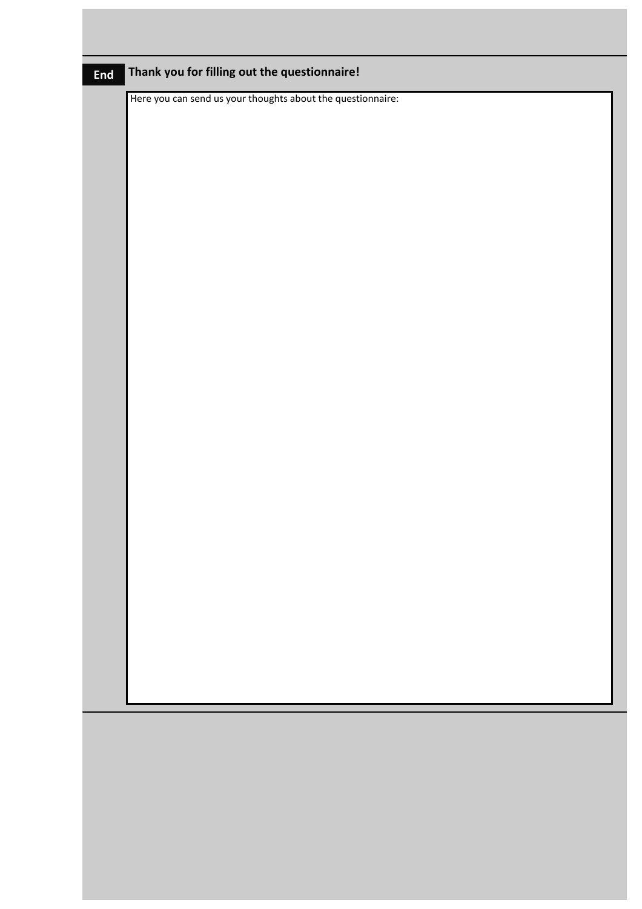**End** **Thank you for filling out the questionnaire!**

Here you can send us your thoughts about the questionnaire: